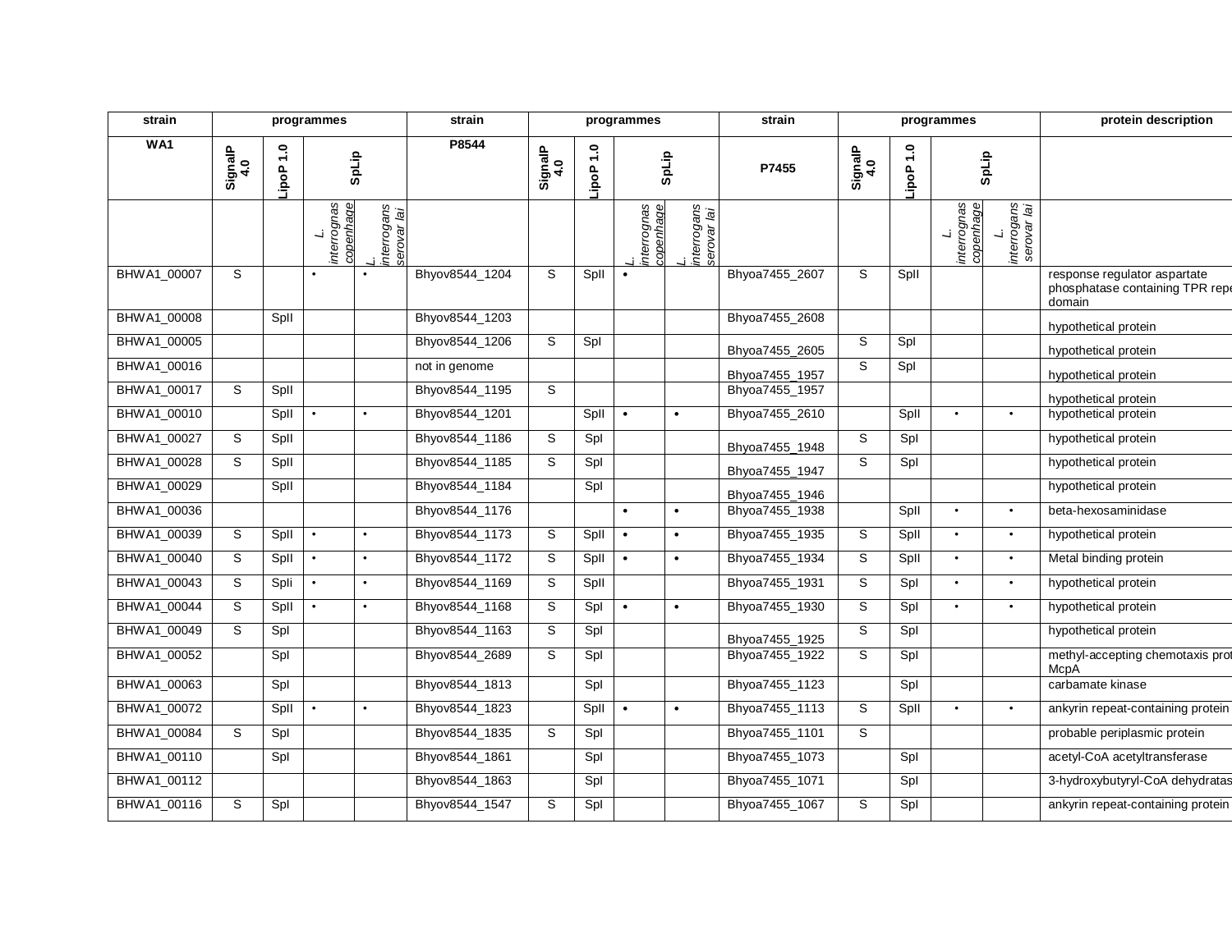| strain | programmes | | | | strain | programmes | | | | strain | programmes | | | | protein description |
|---|---|---|---|---|---|---|---|---|---|---|---|---|---|---|---|
| WA1 | SignalP 4.0 | LipoP 1.0 | SpLip | | P8544 | SignalP 4.0 | LipoP 1.0 | SpLip | | P7455 | SignalP 4.0 | LipoP 1.0 | SpLip | | |
| | | | *L. interrognas copenhage* | *L. interrogans serovar lai* | | | | *L. interrognas copenhage* | *L. interrogans serovar lai* | | | | *L. interrognas copenhage* | *L. interrogans serovar lai* | |
| BHWA1_00007 | S | | • | • | Bhyov8544_1204 | S | SpII | • | | Bhyoa7455_2607 | S | SpII | | | response regulator aspartate phosphatase containing TPR repe domain |
| BHWA1_00008 | | SpII | | | Bhyov8544_1203 | | | | | Bhyoa7455_2608 | | | | | hypothetical protein |
| BHWA1_00005 | | | | | Bhyov8544_1206 | S | SpI | | | Bhyoa7455_2605 | S | SpI | | | hypothetical protein |
| BHWA1_00016 | | | | | not in genome | | | | | Bhyoa7455_1957 | S | SpI | | | hypothetical protein |
| BHWA1_00017 | S | SpII | | | Bhyov8544_1195 | S | | | | Bhyoa7455_1957 | | | | | hypothetical protein |
| BHWA1_00010 | | SpII | • | • | Bhyov8544_1201 | | SpII | • | • | Bhyoa7455_2610 | | SpII | • | • | hypothetical protein |
| BHWA1_00027 | S | SpII | | | Bhyov8544_1186 | S | SpI | | | Bhyoa7455_1948 | S | SpI | | | hypothetical protein |
| BHWA1_00028 | S | SpII | | | Bhyov8544_1185 | S | SpI | | | Bhyoa7455_1947 | S | SpI | | | hypothetical protein |
| BHWA1_00029 | | SpII | | | Bhyov8544_1184 | | SpI | | | Bhyoa7455_1946 | | | | | hypothetical protein |
| BHWA1_00036 | | | | | Bhyov8544_1176 | | | • | • | Bhyoa7455_1938 | | SpII | • | • | beta-hexosaminidase |
| BHWA1_00039 | S | SpII | • | • | Bhyov8544_1173 | S | SpII | • | • | Bhyoa7455_1935 | S | SpII | • | • | hypothetical protein |
| BHWA1_00040 | S | SpII | • | • | Bhyov8544_1172 | S | SpII | • | • | Bhyoa7455_1934 | S | SpII | • | • | Metal binding protein |
| BHWA1_00043 | S | Spli | • | • | Bhyov8544_1169 | S | SpII | | | Bhyoa7455_1931 | S | SpI | • | • | hypothetical protein |
| BHWA1_00044 | S | SpII | • | • | Bhyov8544_1168 | S | SpI | • | • | Bhyoa7455_1930 | S | SpI | • | • | hypothetical protein |
| BHWA1_00049 | S | SpI | | | Bhyov8544_1163 | S | SpI | | | Bhyoa7455_1925 | S | SpI | | | hypothetical protein |
| BHWA1_00052 | | SpI | | | Bhyov8544_2689 | S | SpI | | | Bhyoa7455_1922 | S | SpI | | | methyl-accepting chemotaxis prot McpA |
| BHWA1_00063 | | SpI | | | Bhyov8544_1813 | | SpI | | | Bhyoa7455_1123 | | SpI | | | carbamate kinase |
| BHWA1_00072 | | SpII | • | • | Bhyov8544_1823 | | SpII | • | • | Bhyoa7455_1113 | S | SpII | • | • | ankyrin repeat-containing protein |
| BHWA1_00084 | S | SpI | | | Bhyov8544_1835 | S | SpI | | | Bhyoa7455_1101 | S | | | | probable periplasmic protein |
| BHWA1_00110 | | SpI | | | Bhyov8544_1861 | | SpI | | | Bhyoa7455_1073 | | SpI | | | acetyl-CoA acetyltransferase |
| BHWA1_00112 | | | | | Bhyov8544_1863 | | SpI | | | Bhyoa7455_1071 | | SpI | | | 3-hydroxybutyryl-CoA dehydratas |
| BHWA1_00116 | S | SpI | | | Bhyov8544_1547 | S | SpI | | | Bhyoa7455_1067 | S | SpI | | | ankyrin repeat-containing protein |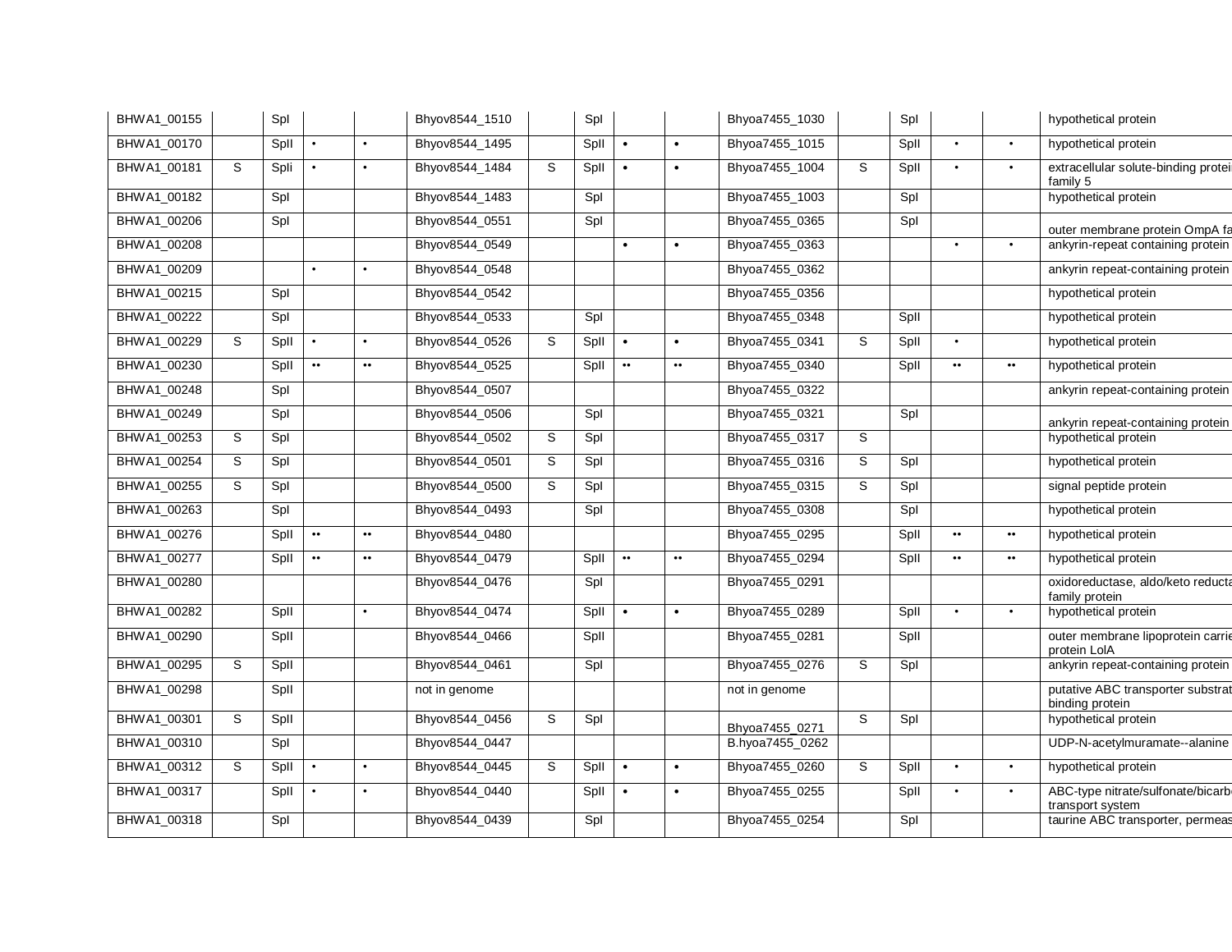| BHWA1_00155 | | SpI | | | Bhyov8544_1510 | | SpI | | | Bhyoa7455_1030 | | SpI | | | hypothetical protein |
|---|---|---|---|---|---|---|---|---|---|---|---|---|---|---|---|
| BHWA1_00170 | | SpII | • | • | Bhyov8544_1495 | | SpII | • | • | Bhyoa7455_1015 | | SpII | • | • | hypothetical protein |
| BHWA1_00181 | S | Spli | • | • | Bhyov8544_1484 | S | SpII | • | • | Bhyoa7455_1004 | S | SpII | • | • | extracellular solute-binding protei family 5 |
| BHWA1_00182 | | SpI | | | Bhyov8544_1483 | | SpI | | | Bhyoa7455_1003 | | SpI | | | hypothetical protein |
| BHWA1_00206 | | SpI | | | Bhyov8544_0551 | | SpI | | | Bhyoa7455_0365 | | SpI | | | outer membrane protein OmpA fa |
| BHWA1_00208 | | | | | Bhyov8544_0549 | | | • | • | Bhyoa7455_0363 | | | • | • | ankyrin-repeat containing protein |
| BHWA1_00209 | | | • | • | Bhyov8544_0548 | | | | | Bhyoa7455_0362 | | | | | ankyrin repeat-containing protein |
| BHWA1_00215 | | SpI | | | Bhyov8544_0542 | | | | | Bhyoa7455_0356 | | | | | hypothetical protein |
| BHWA1_00222 | | SpI | | | Bhyov8544_0533 | | SpI | | | Bhyoa7455_0348 | | SpII | | | hypothetical protein |
| BHWA1_00229 | S | SpII | • | • | Bhyov8544_0526 | S | SpII | • | • | Bhyoa7455_0341 | S | SpII | • | | hypothetical protein |
| BHWA1_00230 | | SpII | •• | •• | Bhyov8544_0525 | | SpII | •• | •• | Bhyoa7455_0340 | | SpII | •• | •• | hypothetical protein |
| BHWA1_00248 | | SpI | | | Bhyov8544_0507 | | | | | Bhyoa7455_0322 | | | | | ankyrin repeat-containing protein |
| BHWA1_00249 | | SpI | | | Bhyov8544_0506 | | SpI | | | Bhyoa7455_0321 | | SpI | | | ankyrin repeat-containing protein |
| BHWA1_00253 | S | SpI | | | Bhyov8544_0502 | S | SpI | | | Bhyoa7455_0317 | S | | | | hypothetical protein |
| BHWA1_00254 | S | SpI | | | Bhyov8544_0501 | S | SpI | | | Bhyoa7455_0316 | S | SpI | | | hypothetical protein |
| BHWA1_00255 | S | SpI | | | Bhyov8544_0500 | S | SpI | | | Bhyoa7455_0315 | S | SpI | | | signal peptide protein |
| BHWA1_00263 | | SpI | | | Bhyov8544_0493 | | SpI | | | Bhyoa7455_0308 | | SpI | | | hypothetical protein |
| BHWA1_00276 | | SpII | •• | •• | Bhyov8544_0480 | | | | | Bhyoa7455_0295 | | SpII | •• | •• | hypothetical protein |
| BHWA1_00277 | | SpII | •• | •• | Bhyov8544_0479 | | SpII | •• | •• | Bhyoa7455_0294 | | SpII | •• | •• | hypothetical protein |
| BHWA1_00280 | | | | | Bhyov8544_0476 | | SpI | | | Bhyoa7455_0291 | | | | | oxidoreductase, aldo/keto reducta family protein |
| BHWA1_00282 | | SpII | | • | Bhyov8544_0474 | | SpII | • | • | Bhyoa7455_0289 | | SpII | • | • | hypothetical protein |
| BHWA1_00290 | | SpII | | | Bhyov8544_0466 | | SpII | | | Bhyoa7455_0281 | | SpII | | | outer membrane lipoprotein carrie protein LolA |
| BHWA1_00295 | S | SpII | | | Bhyov8544_0461 | | SpI | | | Bhyoa7455_0276 | S | SpI | | | ankyrin repeat-containing protein |
| BHWA1_00298 | | SpII | | | not in genome | | | | | not in genome | | | | | putative ABC transporter substrat binding protein |
| BHWA1_00301 | S | SpII | | | Bhyov8544_0456 | S | SpI | | | Bhyoa7455_0271 | S | SpI | | | hypothetical protein |
| BHWA1_00310 | | SpI | | | Bhyov8544_0447 | | | | | B.hyoa7455_0262 | | | | | UDP-N-acetylmuramate--alanine |
| BHWA1_00312 | S | SpII | • | • | Bhyov8544_0445 | S | SpII | • | • | Bhyoa7455_0260 | S | SpII | • | • | hypothetical protein |
| BHWA1_00317 | | SpII | • | • | Bhyov8544_0440 | | SpII | • | • | Bhyoa7455_0255 | | SpII | • | • | ABC-type nitrate/sulfonate/bicarb transport system |
| BHWA1_00318 | | SpI | | | Bhyov8544_0439 | | SpI | | | Bhyoa7455_0254 | | SpI | | | taurine ABC transporter, permeas |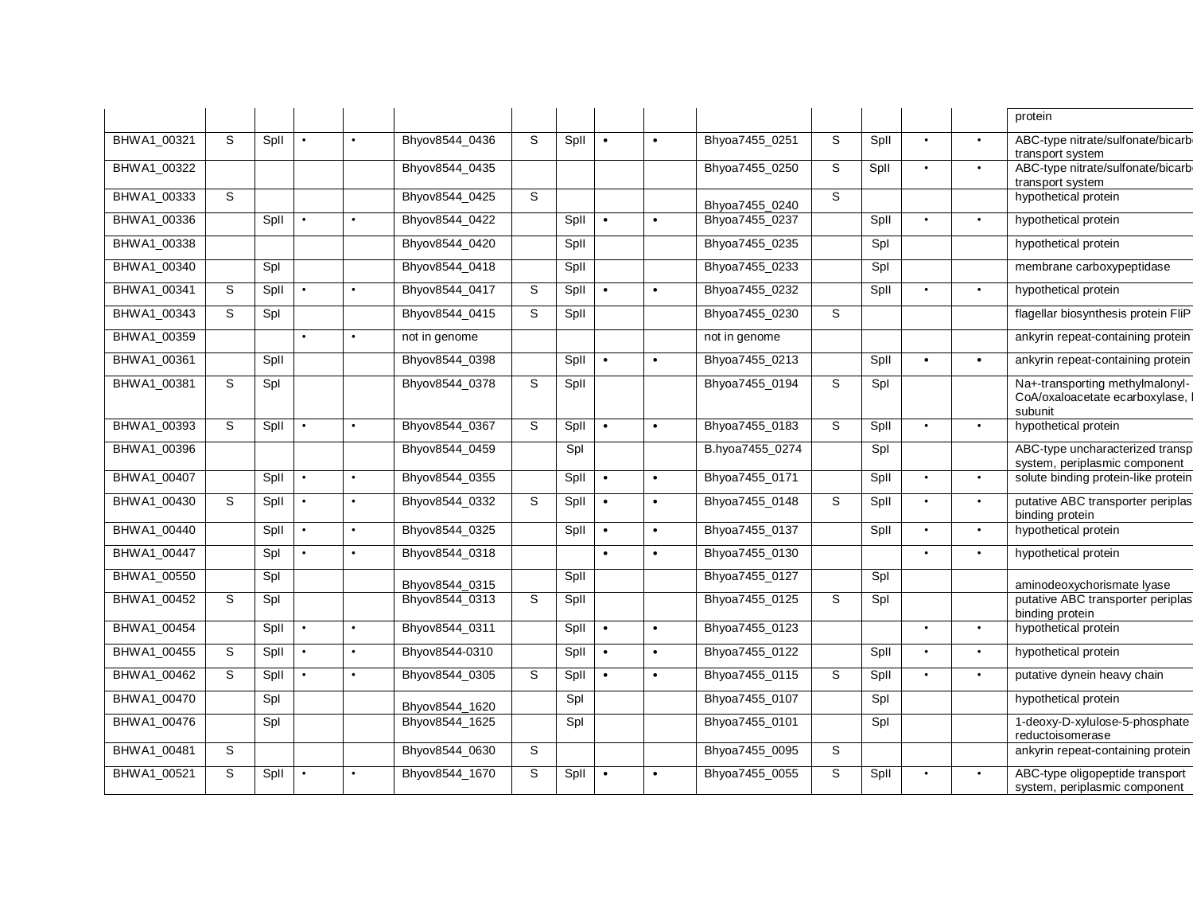| | | | | | | | | | | | | | | | protein |
|---|---|---|---|---|---|---|---|---|---|---|---|---|---|---|---|
| BHWA1_00321 | S | SpII | • | • | Bhyov8544_0436 | S | SpII | • | • | Bhyoa7455_0251 | S | SpII | • | • | ABC-type nitrate/sulfonate/bicarb transport system |
| BHWA1_00322 | | | | | Bhyov8544_0435 | | | | | Bhyoa7455_0250 | S | SpII | • | • | ABC-type nitrate/sulfonate/bicarb transport system |
| BHWA1_00333 | S | | | | Bhyov8544_0425 | S | | | | Bhyoa7455_0240 | S | | | | hypothetical protein |
| BHWA1_00336 | | SpII | • | • | Bhyov8544_0422 | | SpII | • | • | Bhyoa7455_0237 | | SpII | • | • | hypothetical protein |
| BHWA1_00338 | | | | | Bhyov8544_0420 | | SpII | | | Bhyoa7455_0235 | | SpI | | | hypothetical protein |
| BHWA1_00340 | | SpI | | | Bhyov8544_0418 | | SpII | | | Bhyoa7455_0233 | | SpI | | | membrane carboxypeptidase |
| BHWA1_00341 | S | SpII | • | • | Bhyov8544_0417 | S | SpII | • | • | Bhyoa7455_0232 | | SpII | • | • | hypothetical protein |
| BHWA1_00343 | S | SpI | | | Bhyov8544_0415 | S | SpII | | | Bhyoa7455_0230 | S | | | | flagellar biosynthesis protein FliP |
| BHWA1_00359 | | | • | • | not in genome | | | | | not in genome | | | | | ankyrin repeat-containing protein |
| BHWA1_00361 | | SpII | | | Bhyov8544_0398 | | SpII | • | • | Bhyoa7455_0213 | | SpII | • | • | ankyrin repeat-containing protein |
| BHWA1_00381 | S | SpI | | | Bhyov8544_0378 | S | SpII | | | Bhyoa7455_0194 | S | SpI | | | Na+-transporting methylmalonyl-CoA/oxaloacetate ecarboxylase, subunit |
| BHWA1_00393 | S | SpII | • | • | Bhyov8544_0367 | S | SpII | • | • | Bhyoa7455_0183 | S | SpII | • | • | hypothetical protein |
| BHWA1_00396 | | | | | Bhyov8544_0459 | | SpI | | | B.hyoa7455_0274 | | SpI | | | ABC-type uncharacterized transp system, periplasmic component |
| BHWA1_00407 | | SpII | • | • | Bhyov8544_0355 | | SpII | • | • | Bhyoa7455_0171 | | SpII | • | • | solute binding protein-like protein |
| BHWA1_00430 | S | SpII | • | • | Bhyov8544_0332 | S | SpII | • | • | Bhyoa7455_0148 | S | SpII | • | • | putative ABC transporter periplas binding protein |
| BHWA1_00440 | | SpII | • | • | Bhyov8544_0325 | | SpII | • | • | Bhyoa7455_0137 | | SpII | • | • | hypothetical protein |
| BHWA1_00447 | | SpI | • | • | Bhyov8544_0318 | | | • | • | Bhyoa7455_0130 | | | • | • | hypothetical protein |
| BHWA1_00550 | | SpI | | | Bhyov8544_0315 | | SpII | | | Bhyoa7455_0127 | | SpI | | | aminodeoxychorismate lyase |
| BHWA1_00452 | S | SpI | | | Bhyov8544_0313 | S | SpII | | | Bhyoa7455_0125 | S | SpI | | | putative ABC transporter periplas binding protein |
| BHWA1_00454 | | SpII | • | • | Bhyov8544_0311 | | SpII | • | • | Bhyoa7455_0123 | | | • | • | hypothetical protein |
| BHWA1_00455 | S | SpII | • | • | Bhyov8544-0310 | | SpII | • | • | Bhyoa7455_0122 | | SpII | • | • | hypothetical protein |
| BHWA1_00462 | S | SpII | • | • | Bhyov8544_0305 | S | SpII | • | • | Bhyoa7455_0115 | S | SpII | • | • | putative dynein heavy chain |
| BHWA1_00470 | | SpI | | | Bhyov8544_1620 | | SpI | | | Bhyoa7455_0107 | | SpI | | | hypothetical protein |
| BHWA1_00476 | | SpI | | | Bhyov8544_1625 | | SpI | | | Bhyoa7455_0101 | | SpI | | | 1-deoxy-D-xylulose-5-phosphate reductoisomerase |
| BHWA1_00481 | S | | | | Bhyov8544_0630 | S | | | | Bhyoa7455_0095 | S | | | | ankyrin repeat-containing protein |
| BHWA1_00521 | S | SpII | • | • | Bhyov8544_1670 | S | SpII | • | • | Bhyoa7455_0055 | S | SpII | • | • | ABC-type oligopeptide transport system, periplasmic component |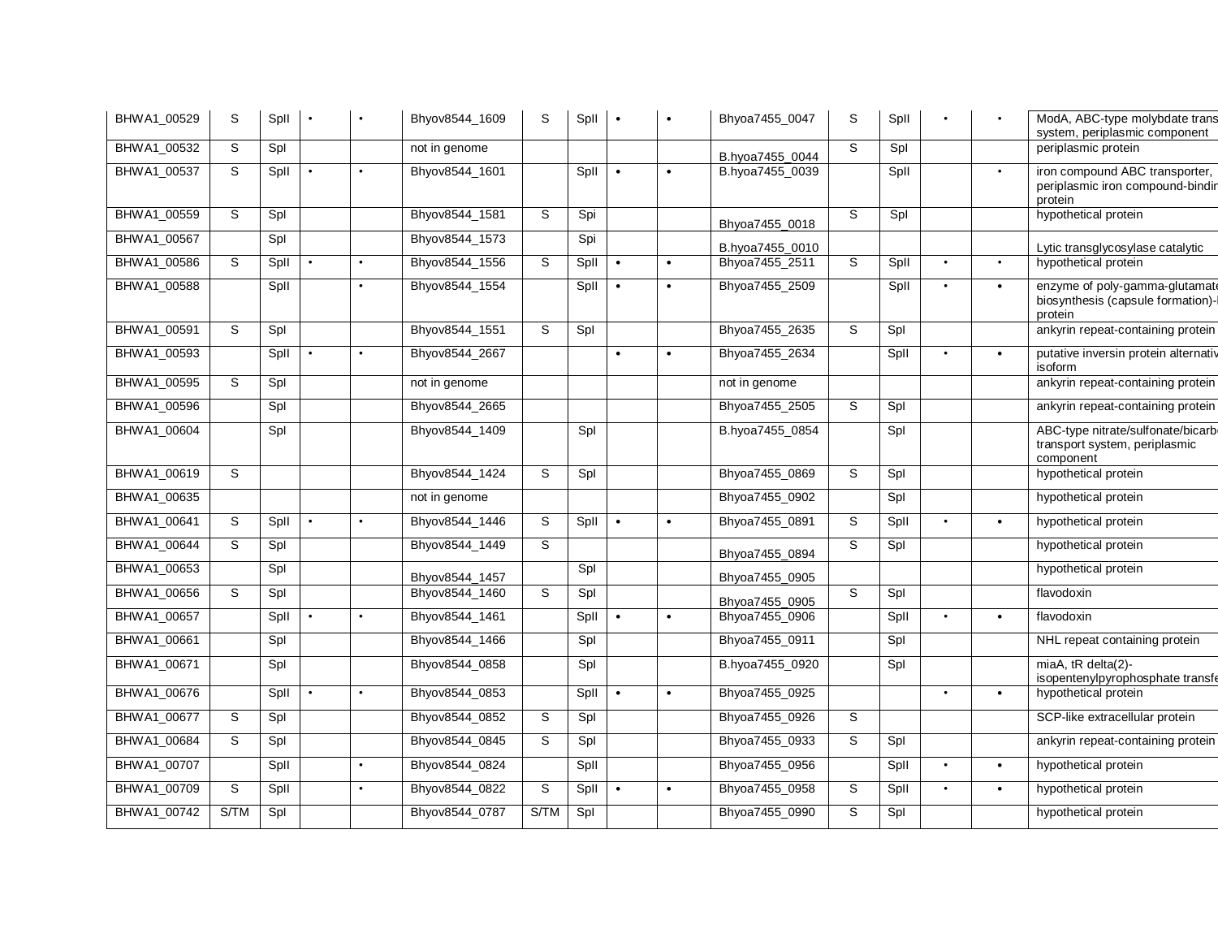| BHWA1_00529 | S | SpII | • | • | Bhyov8544_1609 | S | SpII | • | • | Bhyoa7455_0047 | S | SpII | • | • | ModA, ABC-type molybdate trans system, periplasmic component |
|---|---|---|---|---|---|---|---|---|---|---|---|---|---|---|---|
| BHWA1_00532 | S | SpI | | | not in genome | | | | | B.hyoa7455_0044 | S | SpI | | | periplasmic protein |
| BHWA1_00537 | S | SpII | • | • | Bhyov8544_1601 | | SpII | • | • | B.hyoa7455_0039 | | SpII | | • | iron compound ABC transporter, periplasmic iron compound-bindir protein |
| BHWA1_00559 | S | SpI | | | Bhyov8544_1581 | S | Spi | | | Bhyoa7455_0018 | S | SpI | | | hypothetical protein |
| BHWA1_00567 | | SpI | | | Bhyov8544_1573 | | Spi | | | B.hyoa7455_0010 | | | | | Lytic transglycosylase catalytic |
| BHWA1_00586 | S | SpII | • | • | Bhyov8544_1556 | S | SpII | • | • | Bhyoa7455_2511 | S | SpII | • | • | hypothetical protein |
| BHWA1_00588 | | SpII | | • | Bhyov8544_1554 | | SpII | • | • | Bhyoa7455_2509 | | SpII | • | • | enzyme of poly-gamma-glutamate biosynthesis (capsule formation)-l protein |
| BHWA1_00591 | S | SpI | | | Bhyov8544_1551 | S | SpI | | | Bhyoa7455_2635 | S | SpI | | | ankyrin repeat-containing protein |
| BHWA1_00593 | | SpII | • | • | Bhyov8544_2667 | | | • | • | Bhyoa7455_2634 | | SpII | • | • | putative inversin protein alternativ isoform |
| BHWA1_00595 | S | SpI | | | not in genome | | | | | not in genome | | | | | ankyrin repeat-containing protein |
| BHWA1_00596 | | SpI | | | Bhyov8544_2665 | | | | | Bhyoa7455_2505 | S | SpI | | | ankyrin repeat-containing protein |
| BHWA1_00604 | | SpI | | | Bhyov8544_1409 | | SpI | | | B.hyoa7455_0854 | | SpI | | | ABC-type nitrate/sulfonate/bicarb transport system, periplasmic component |
| BHWA1_00619 | S | | | | Bhyov8544_1424 | S | SpI | | | Bhyoa7455_0869 | S | SpI | | | hypothetical protein |
| BHWA1_00635 | | | | | not in genome | | | | | Bhyoa7455_0902 | | SpI | | | hypothetical protein |
| BHWA1_00641 | S | SpII | • | • | Bhyov8544_1446 | S | SpII | • | • | Bhyoa7455_0891 | S | SpII | • | • | hypothetical protein |
| BHWA1_00644 | S | SpI | | | Bhyov8544_1449 | S | | | | Bhyoa7455_0894 | S | SpI | | | hypothetical protein |
| BHWA1_00653 | | SpI | | | Bhyov8544_1457 | | SpI | | | Bhyoa7455_0905 | | | | | hypothetical protein |
| BHWA1_00656 | S | SpI | | | Bhyov8544_1460 | S | SpI | | | Bhyoa7455_0905 | S | SpI | | | flavodoxin |
| BHWA1_00657 | | SpII | • | • | Bhyov8544_1461 | | SpII | • | • | Bhyoa7455_0906 | | SpII | • | • | flavodoxin |
| BHWA1_00661 | | SpI | | | Bhyov8544_1466 | | SpI | | | Bhyoa7455_0911 | | SpI | | | NHL repeat containing protein |
| BHWA1_00671 | | SpI | | | Bhyov8544_0858 | | SpI | | | B.hyoa7455_0920 | | SpI | | | miaA, tR delta(2)-isopentenylpyrophosphate transfe |
| BHWA1_00676 | | SpII | • | • | Bhyov8544_0853 | | SpII | • | • | Bhyoa7455_0925 | | | • | • | hypothetical protein |
| BHWA1_00677 | S | SpI | | | Bhyov8544_0852 | S | SpI | | | Bhyoa7455_0926 | S | | | | SCP-like extracellular protein |
| BHWA1_00684 | S | SpI | | | Bhyov8544_0845 | S | SpI | | | Bhyoa7455_0933 | S | SpI | | | ankyrin repeat-containing protein |
| BHWA1_00707 | | SpII | | • | Bhyov8544_0824 | | SpII | | | Bhyoa7455_0956 | | SpII | • | • | hypothetical protein |
| BHWA1_00709 | S | SpII | | • | Bhyov8544_0822 | S | SpII | • | • | Bhyoa7455_0958 | S | SpII | • | • | hypothetical protein |
| BHWA1_00742 | S/TM | SpI | | | Bhyov8544_0787 | S/TM | SpI | | | Bhyoa7455_0990 | S | SpI | | | hypothetical protein |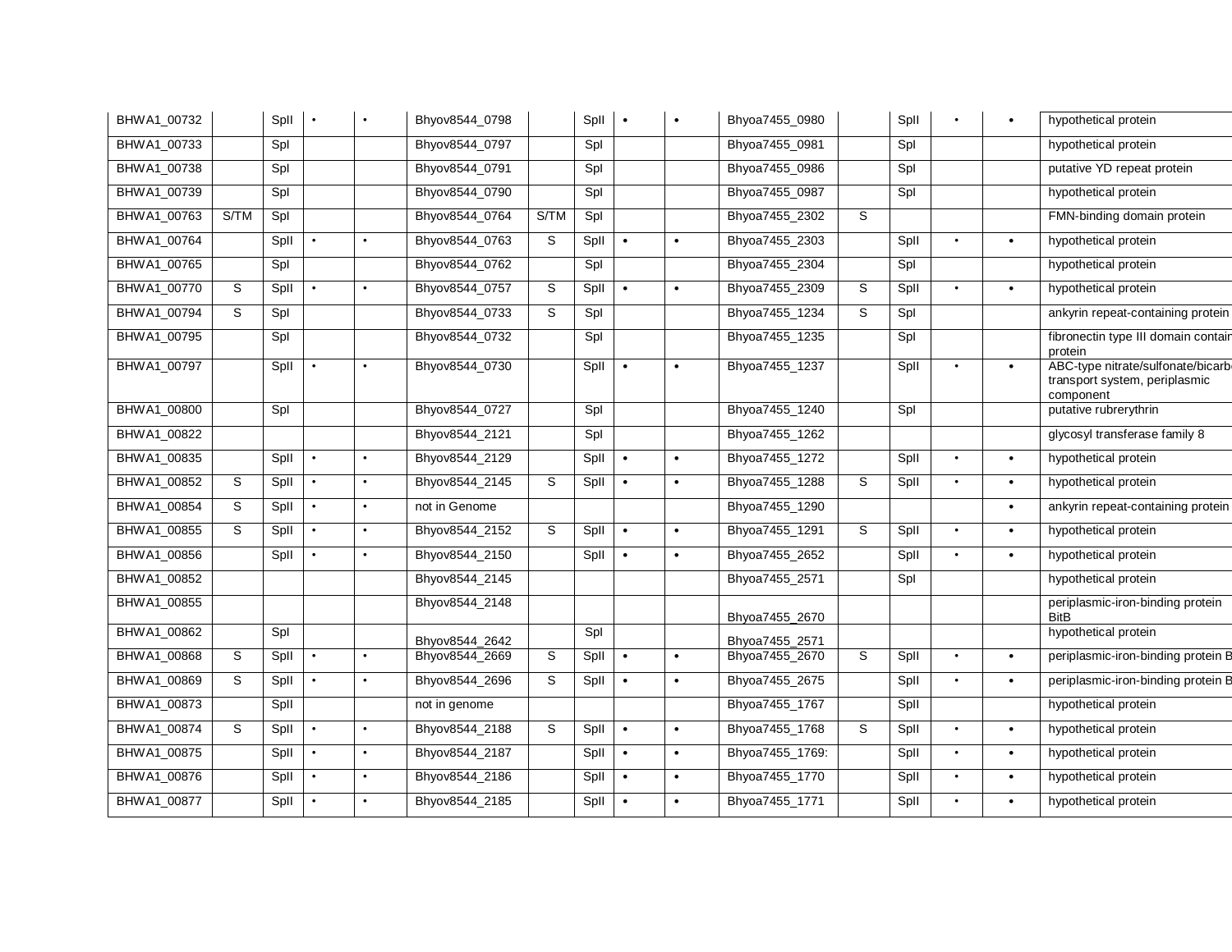| | | | | | | | | | | | | | | | |
|---|---|---|---|---|---|---|---|---|---|---|---|---|---|---|---|
| BHWA1_00732 | | SpII | • | • | Bhyov8544_0798 | | SpII | • | • | Bhyoa7455_0980 | | SpII | • | • | hypothetical protein |
| BHWA1_00733 | | SpI | | | Bhyov8544_0797 | | SpI | | | Bhyoa7455_0981 | | SpI | | | hypothetical protein |
| BHWA1_00738 | | SpI | | | Bhyov8544_0791 | | SpI | | | Bhyoa7455_0986 | | SpI | | | putative YD repeat protein |
| BHWA1_00739 | | SpI | | | Bhyov8544_0790 | | SpI | | | Bhyoa7455_0987 | | SpI | | | hypothetical protein |
| BHWA1_00763 | S/TM | SpI | | | Bhyov8544_0764 | S/TM | SpI | | | Bhyoa7455_2302 | S | | | | FMN-binding domain protein |
| BHWA1_00764 | | SpII | • | • | Bhyov8544_0763 | S | SpII | • | • | Bhyoa7455_2303 | | SpII | • | • | hypothetical protein |
| BHWA1_00765 | | SpI | | | Bhyov8544_0762 | | SpI | | | Bhyoa7455_2304 | | SpI | | | hypothetical protein |
| BHWA1_00770 | S | SpII | • | • | Bhyov8544_0757 | S | SpII | • | • | Bhyoa7455_2309 | S | SpII | • | • | hypothetical protein |
| BHWA1_00794 | S | SpI | | | Bhyov8544_0733 | S | SpI | | | Bhyoa7455_1234 | S | SpI | | | ankyrin repeat-containing protein |
| BHWA1_00795 | | SpI | | | Bhyov8544_0732 | | SpI | | | Bhyoa7455_1235 | | SpI | | | fibronectin type III domain contain protein |
| BHWA1_00797 | | SpII | • | • | Bhyov8544_0730 | | SpII | • | • | Bhyoa7455_1237 | | SpII | • | • | ABC-type nitrate/sulfonate/bicarb transport system, periplasmic component |
| BHWA1_00800 | | SpI | | | Bhyov8544_0727 | | SpI | | | Bhyoa7455_1240 | | SpI | | | putative rubrerythrin |
| BHWA1_00822 | | | | | Bhyov8544_2121 | | SpI | | | Bhyoa7455_1262 | | | | | glycosyl transferase family 8 |
| BHWA1_00835 | | SpII | • | • | Bhyov8544_2129 | | SpII | • | • | Bhyoa7455_1272 | | SpII | • | • | hypothetical protein |
| BHWA1_00852 | S | SpII | • | • | Bhyov8544_2145 | S | SpII | • | • | Bhyoa7455_1288 | S | SpII | • | • | hypothetical protein |
| BHWA1_00854 | S | SpII | • | • | not in Genome | | | | | Bhyoa7455_1290 | | | | • | ankyrin repeat-containing protein |
| BHWA1_00855 | S | SpII | • | • | Bhyov8544_2152 | S | SpII | • | • | Bhyoa7455_1291 | S | SpII | • | • | hypothetical protein |
| BHWA1_00856 | | SpII | • | • | Bhyov8544_2150 | | SpII | • | • | Bhyoa7455_2652 | | SpII | • | • | hypothetical protein |
| BHWA1_00852 | | | | | Bhyov8544_2145 | | | | | Bhyoa7455_2571 | | SpI | | | hypothetical protein |
| BHWA1_00855 | | | | | Bhyov8544_2148 | | | | | Bhyoa7455_2670 | | | | | periplasmic-iron-binding protein BitB |
| BHWA1_00862 | | SpI | | | Bhyov8544_2642 | | SpI | | | Bhyoa7455_2571 | | | | | hypothetical protein |
| BHWA1_00868 | S | SpII | • | • | Bhyov8544_2669 | S | SpII | • | • | Bhyoa7455_2670 | S | SpII | • | • | periplasmic-iron-binding protein B |
| BHWA1_00869 | S | SpII | • | • | Bhyov8544_2696 | S | SpII | • | • | Bhyoa7455_2675 | | SpII | • | • | periplasmic-iron-binding protein B |
| BHWA1_00873 | | SpII | | | not in genome | | | | | Bhyoa7455_1767 | | SpII | | | hypothetical protein |
| BHWA1_00874 | S | SpII | • | • | Bhyov8544_2188 | S | SpII | • | • | Bhyoa7455_1768 | S | SpII | • | • | hypothetical protein |
| BHWA1_00875 | | SpII | • | • | Bhyov8544_2187 | | SpII | • | • | Bhyoa7455_1769: | | SpII | • | • | hypothetical protein |
| BHWA1_00876 | | SpII | • | • | Bhyov8544_2186 | | SpII | • | • | Bhyoa7455_1770 | | SpII | • | • | hypothetical protein |
| BHWA1_00877 | | SpII | • | • | Bhyov8544_2185 | | SpII | • | • | Bhyoa7455_1771 | | SpII | • | • | hypothetical protein |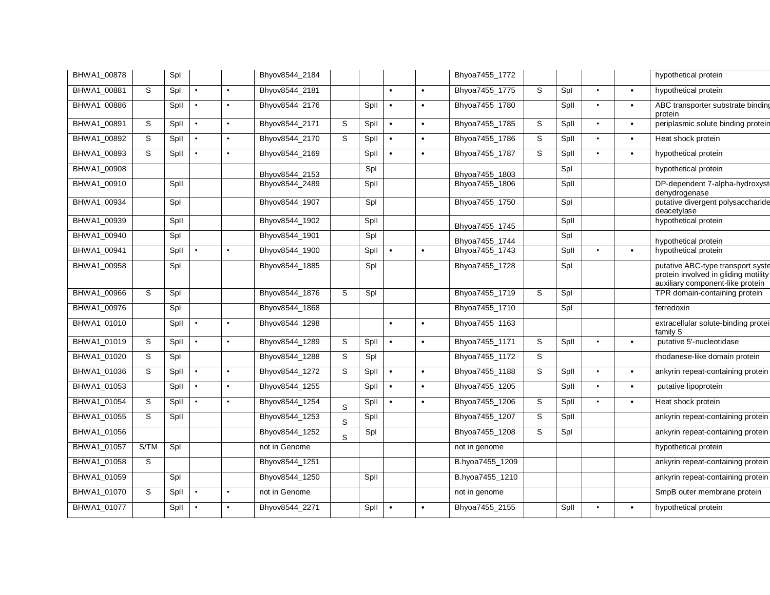| | | | | | | | | | | | | | | | |
|---|---|---|---|---|---|---|---|---|---|---|---|---|---|---|---|
| BHWA1_00878 | | SpI | | | Bhyov8544_2184 | | | | | Bhyoa7455_1772 | | | | | hypothetical protein |
| BHWA1_00881 | S | SpI | • | • | Bhyov8544_2181 | | | • | • | Bhyoa7455_1775 | S | SpI | • | • | hypothetical protein |
| BHWA1_00886 | | SpII | • | • | Bhyov8544_2176 | | SpII | • | • | Bhyoa7455_1780 | | SpII | • | • | ABC transporter substrate binding protein |
| BHWA1_00891 | S | SpII | • | • | Bhyov8544_2171 | S | SpII | • | • | Bhyoa7455_1785 | S | SpII | • | • | periplasmic solute binding protein |
| BHWA1_00892 | S | SpII | • | • | Bhyov8544_2170 | S | SpII | • | • | Bhyoa7455_1786 | S | SpII | • | • | Heat shock protein |
| BHWA1_00893 | S | SpII | • | • | Bhyov8544_2169 | | SpII | • | • | Bhyoa7455_1787 | S | SpII | • | • | hypothetical protein |
| BHWA1_00908 | | | | | Bhyov8544_2153 | | SpI | | | Bhyoa7455_1803 | | SpI | | | hypothetical protein |
| BHWA1_00910 | | SpII | | | Bhyov8544_2489 | | SpII | | | Bhyoa7455_1806 | | SpII | | | DP-dependent 7-alpha-hydroxyst dehydrogenase |
| BHWA1_00934 | | SpI | | | Bhyov8544_1907 | | SpI | | | Bhyoa7455_1750 | | SpI | | | putative divergent polysaccharide deacetylase |
| BHWA1_00939 | | SpII | | | Bhyov8544_1902 | | SpII | | | Bhyoa7455_1745 | | SpII | | | hypothetical protein |
| BHWA1_00940 | | SpI | | | Bhyov8544_1901 | | SpI | | | Bhyoa7455_1744 | | SpI | | | hypothetical protein |
| BHWA1_00941 | | SpII | • | • | Bhyov8544_1900 | | SpII | • | • | Bhyoa7455_1743 | | SpII | • | • | hypothetical protein |
| BHWA1_00958 | | SpI | | | Bhyov8544_1885 | | SpI | | | Bhyoa7455_1728 | | SpI | | | putative ABC-type transport syste protein involved in gliding motility auxiliary component-like protein |
| BHWA1_00966 | S | SpI | | | Bhyov8544_1876 | S | SpI | | | Bhyoa7455_1719 | S | SpI | | | TPR domain-containing protein |
| BHWA1_00976 | | SpI | | | Bhyov8544_1868 | | | | | Bhyoa7455_1710 | | SpI | | | ferredoxin |
| BHWA1_01010 | | SpII | • | • | Bhyov8544_1298 | | | • | • | Bhyoa7455_1163 | | | | | extracellular solute-binding protei family 5 |
| BHWA1_01019 | S | SpII | • | • | Bhyov8544_1289 | S | SpII | • | • | Bhyoa7455_1171 | S | SpII | • | • | putative 5'-nucleotidase |
| BHWA1_01020 | S | SpI | | | Bhyov8544_1288 | S | SpI | | | Bhyoa7455_1172 | S | | | | rhodanese-like domain protein |
| BHWA1_01036 | S | SpII | • | • | Bhyov8544_1272 | S | SpII | • | • | Bhyoa7455_1188 | S | SpII | • | • | ankyrin repeat-containing protein |
| BHWA1_01053 | | SpII | • | • | Bhyov8544_1255 | | SpII | • | • | Bhyoa7455_1205 | | SpII | • | • | putative lipoprotein |
| BHWA1_01054 | S | SpII | • | • | Bhyov8544_1254 | S | SpII | • | • | Bhyoa7455_1206 | S | SpII | • | • | Heat shock protein |
| BHWA1_01055 | S | SpII | | | Bhyov8544_1253 | S | SpII | | | Bhyoa7455_1207 | S | SpII | | | ankyrin repeat-containing protein |
| BHWA1_01056 | | | | | Bhyov8544_1252 | S | SpI | | | Bhyoa7455_1208 | S | SpI | | | ankyrin repeat-containing protein |
| BHWA1_01057 | S/TM | SpI | | | not in Genome | | | | | not in genome | | | | | hypothetical protein |
| BHWA1_01058 | S | | | | Bhyov8544_1251 | | | | | B.hyoa7455_1209 | | | | | ankyrin repeat-containing protein |
| BHWA1_01059 | | SpI | | | Bhyov8544_1250 | | SpII | | | B.hyoa7455_1210 | | | | | ankyrin repeat-containing protein |
| BHWA1_01070 | S | SpII | • | • | not in Genome | | | | | not in genome | | | | | SmpB outer membrane protein |
| BHWA1_01077 | | SpII | • | • | Bhyov8544_2271 | | SpII | • | • | Bhyoa7455_2155 | | SpII | • | • | hypothetical protein |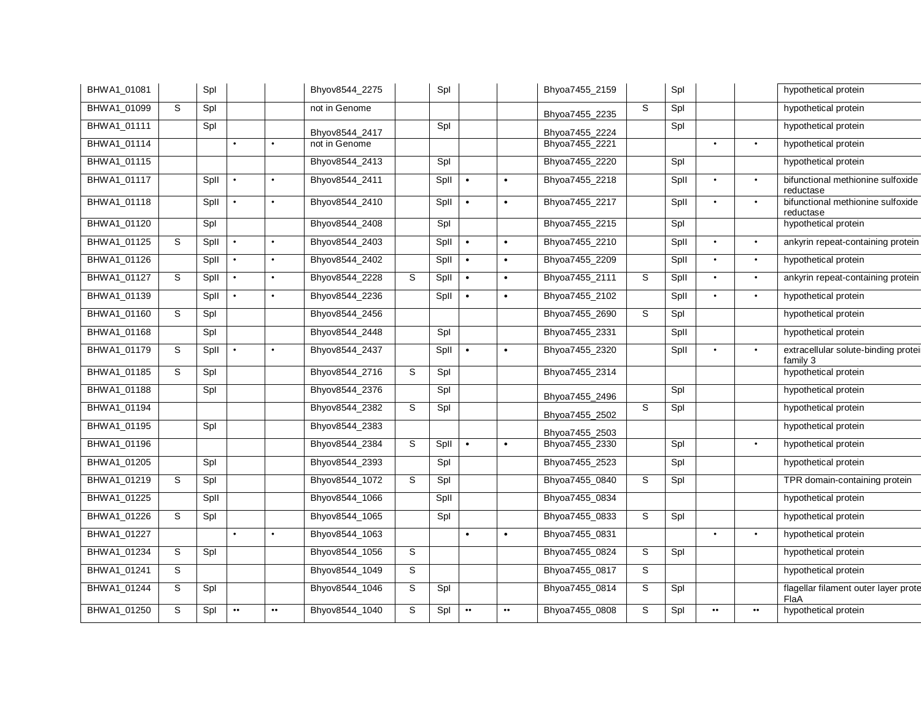| BHWA1_01081 | | SpI | | | Bhyov8544_2275 | | SpI | | | Bhyoa7455_2159 | | SpI | | | hypothetical protein |
|---|---|---|---|---|---|---|---|---|---|---|---|---|---|---|---|
| BHWA1_01099 | S | SpI | | | not in Genome | | | | | Bhyoa7455_2235 | S | SpI | | | hypothetical protein |
| BHWA1_01111 | | SpI | | | Bhyov8544_2417 | | SpI | | | Bhyoa7455_2224 | | SpI | | | hypothetical protein |
| BHWA1_01114 | | | • | • | not in Genome | | | | | Bhyoa7455_2221 | | | • | • | hypothetical protein |
| BHWA1_01115 | | | | | Bhyov8544_2413 | | SpI | | | Bhyoa7455_2220 | | SpI | | | hypothetical protein |
| BHWA1_01117 | | SpII | • | • | Bhyov8544_2411 | | SpII | • | • | Bhyoa7455_2218 | | SpII | • | • | bifunctional methionine sulfoxide reductase |
| BHWA1_01118 | | SpII | • | • | Bhyov8544_2410 | | SpII | • | • | Bhyoa7455_2217 | | SpII | • | • | bifunctional methionine sulfoxide reductase |
| BHWA1_01120 | | SpI | | | Bhyov8544_2408 | | SpI | | | Bhyoa7455_2215 | | SpI | | | hypothetical protein |
| BHWA1_01125 | S | SpII | • | • | Bhyov8544_2403 | | SpII | • | • | Bhyoa7455_2210 | | SpII | • | • | ankyrin repeat-containing protein |
| BHWA1_01126 | | SpII | • | • | Bhyov8544_2402 | | SpII | • | • | Bhyoa7455_2209 | | SpII | • | • | hypothetical protein |
| BHWA1_01127 | S | SpII | • | • | Bhyov8544_2228 | S | SpII | • | • | Bhyoa7455_2111 | S | SpII | • | • | ankyrin repeat-containing protein |
| BHWA1_01139 | | SpII | • | • | Bhyov8544_2236 | | SpII | • | • | Bhyoa7455_2102 | | SpII | • | • | hypothetical protein |
| BHWA1_01160 | S | SpI | | | Bhyov8544_2456 | | | | | Bhyoa7455_2690 | S | SpI | | | hypothetical protein |
| BHWA1_01168 | | SpI | | | Bhyov8544_2448 | | SpI | | | Bhyoa7455_2331 | | SpII | | | hypothetical protein |
| BHWA1_01179 | S | SpII | • | • | Bhyov8544_2437 | | SpII | • | • | Bhyoa7455_2320 | | SpII | • | • | extracellular solute-binding protein family 3 |
| BHWA1_01185 | S | SpI | | | Bhyov8544_2716 | S | SpI | | | Bhyoa7455_2314 | | | | | hypothetical protein |
| BHWA1_01188 | | SpI | | | Bhyov8544_2376 | | SpI | | | Bhyoa7455_2496 | | SpI | | | hypothetical protein |
| BHWA1_01194 | | | | | Bhyov8544_2382 | S | SpI | | | Bhyoa7455_2502 | S | SpI | | | hypothetical protein |
| BHWA1_01195 | | SpI | | | Bhyov8544_2383 | | | | | Bhyoa7455_2503 | | | | | hypothetical protein |
| BHWA1_01196 | | | | | Bhyov8544_2384 | S | SpII | • | • | Bhyoa7455_2330 | | SpI | | • | hypothetical protein |
| BHWA1_01205 | | SpI | | | Bhyov8544_2393 | | SpI | | | Bhyoa7455_2523 | | SpI | | | hypothetical protein |
| BHWA1_01219 | S | SpI | | | Bhyov8544_1072 | S | SpI | | | Bhyoa7455_0840 | S | SpI | | | TPR domain-containing protein |
| BHWA1_01225 | | SpII | | | Bhyov8544_1066 | | SpII | | | Bhyoa7455_0834 | | | | | hypothetical protein |
| BHWA1_01226 | S | SpI | | | Bhyov8544_1065 | | SpI | | | Bhyoa7455_0833 | S | SpI | | | hypothetical protein |
| BHWA1_01227 | | | • | • | Bhyov8544_1063 | | | • | • | Bhyoa7455_0831 | | | • | • | hypothetical protein |
| BHWA1_01234 | S | SpI | | | Bhyov8544_1056 | S | | | | Bhyoa7455_0824 | S | SpI | | | hypothetical protein |
| BHWA1_01241 | S | | | | Bhyov8544_1049 | S | | | | Bhyoa7455_0817 | S | | | | hypothetical protein |
| BHWA1_01244 | S | SpI | | | Bhyov8544_1046 | S | SpI | | | Bhyoa7455_0814 | S | SpI | | | flagellar filament outer layer protein FlaA |
| BHWA1_01250 | S | SpI | •• | •• | Bhyov8544_1040 | S | SpI | •• | •• | Bhyoa7455_0808 | S | SpI | •• | •• | hypothetical protein |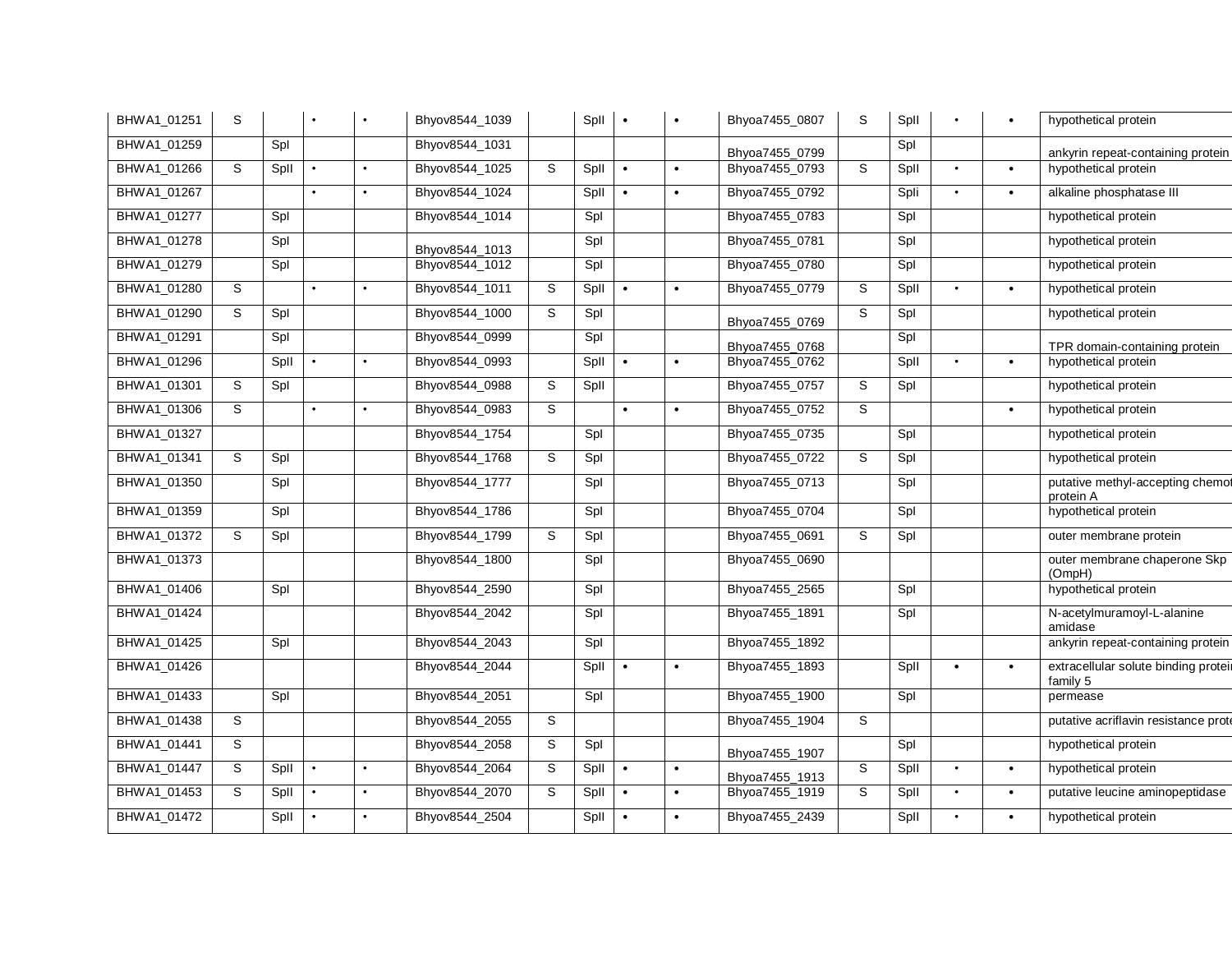| | | | | | | | | | | | | | | | |
|---|---|---|---|---|---|---|---|---|---|---|---|---|---|---|---|
| BHWA1_01251 | S | | • | • | Bhyov8544_1039 | | SpII | • | • | Bhyoa7455_0807 | S | SpII | • | • | hypothetical protein |
| BHWA1_01259 | | SpI | | | Bhyov8544_1031 | | | | | Bhyoa7455_0799 | | SpI | | | ankyrin repeat-containing protein |
| BHWA1_01266 | S | SpII | • | • | Bhyov8544_1025 | S | SpII | • | • | Bhyoa7455_0793 | S | SpII | • | • | hypothetical protein |
| BHWA1_01267 | | | • | • | Bhyov8544_1024 | | SpII | • | • | Bhyoa7455_0792 | | SpIi | • | • | alkaline phosphatase III |
| BHWA1_01277 | | SpI | | | Bhyov8544_1014 | | SpI | | | Bhyoa7455_0783 | | SpI | | | hypothetical protein |
| BHWA1_01278 | | SpI | | | Bhyov8544_1013 | | SpI | | | Bhyoa7455_0781 | | SpI | | | hypothetical protein |
| BHWA1_01279 | | SpI | | | Bhyov8544_1012 | | SpI | | | Bhyoa7455_0780 | | SpI | | | hypothetical protein |
| BHWA1_01280 | S | | • | • | Bhyov8544_1011 | S | SpII | • | • | Bhyoa7455_0779 | S | SpII | • | • | hypothetical protein |
| BHWA1_01290 | S | SpI | | | Bhyov8544_1000 | S | SpI | | | Bhyoa7455_0769 | S | SpI | | | hypothetical protein |
| BHWA1_01291 | | SpI | | | Bhyov8544_0999 | | SpI | | | Bhyoa7455_0768 | | SpI | | | TPR domain-containing protein |
| BHWA1_01296 | | SpII | • | • | Bhyov8544_0993 | | SpII | • | • | Bhyoa7455_0762 | | SpII | • | • | hypothetical protein |
| BHWA1_01301 | S | SpI | | | Bhyov8544_0988 | S | SpII | | | Bhyoa7455_0757 | S | SpI | | | hypothetical protein |
| BHWA1_01306 | S | | • | • | Bhyov8544_0983 | S | | • | • | Bhyoa7455_0752 | S | | | • | hypothetical protein |
| BHWA1_01327 | | | | | Bhyov8544_1754 | | SpI | | | Bhyoa7455_0735 | | SpI | | | hypothetical protein |
| BHWA1_01341 | S | SpI | | | Bhyov8544_1768 | S | SpI | | | Bhyoa7455_0722 | S | SpI | | | hypothetical protein |
| BHWA1_01350 | | SpI | | | Bhyov8544_1777 | | SpI | | | Bhyoa7455_0713 | | SpI | | | putative methyl-accepting chemot protein A |
| BHWA1_01359 | | SpI | | | Bhyov8544_1786 | | SpI | | | Bhyoa7455_0704 | | SpI | | | hypothetical protein |
| BHWA1_01372 | S | SpI | | | Bhyov8544_1799 | S | SpI | | | Bhyoa7455_0691 | S | SpI | | | outer membrane protein |
| BHWA1_01373 | | | | | Bhyov8544_1800 | | SpI | | | Bhyoa7455_0690 | | | | | outer membrane chaperone Skp (OmpH) |
| BHWA1_01406 | | SpI | | | Bhyov8544_2590 | | SpI | | | Bhyoa7455_2565 | | SpI | | | hypothetical protein |
| BHWA1_01424 | | | | | Bhyov8544_2042 | | SpI | | | Bhyoa7455_1891 | | SpI | | | N-acetylmuramoyl-L-alanine amidase |
| BHWA1_01425 | | SpI | | | Bhyov8544_2043 | | SpI | | | Bhyoa7455_1892 | | | | | ankyrin repeat-containing protein |
| BHWA1_01426 | | | | | Bhyov8544_2044 | | SpII | • | • | Bhyoa7455_1893 | | SpII | • | • | extracellular solute binding protei family 5 |
| BHWA1_01433 | | SpI | | | Bhyov8544_2051 | | SpI | | | Bhyoa7455_1900 | | SpI | | | permease |
| BHWA1_01438 | S | | | | Bhyov8544_2055 | S | | | | Bhyoa7455_1904 | S | | | | putative acriflavin resistance prote |
| BHWA1_01441 | S | | | | Bhyov8544_2058 | S | SpI | | | Bhyoa7455_1907 | | SpI | | | hypothetical protein |
| BHWA1_01447 | S | SpII | • | • | Bhyov8544_2064 | S | SpII | • | • | Bhyoa7455_1913 | S | SpII | • | • | hypothetical protein |
| BHWA1_01453 | S | SpII | • | • | Bhyov8544_2070 | S | SpII | • | • | Bhyoa7455_1919 | S | SpII | • | • | putative leucine aminopeptidase |
| BHWA1_01472 | | SpII | • | • | Bhyov8544_2504 | | SpII | • | • | Bhyoa7455_2439 | | SpII | • | • | hypothetical protein |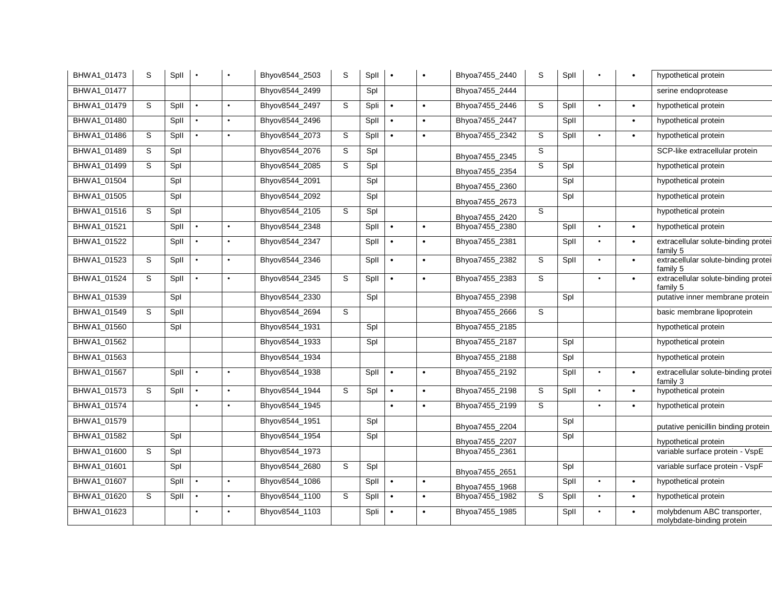| | | | | | | | | | | | | | | | |
|---|---|---|---|---|---|---|---|---|---|---|---|---|---|---|---|
| BHWA1_01473 | S | SpII | • | • | Bhyov8544_2503 | S | SpII | • | • | Bhyoa7455_2440 | S | SpII | • | • | hypothetical protein |
| BHWA1_01477 | | | | | Bhyov8544_2499 | | SpI | | | Bhyoa7455_2444 | | | | | serine endoprotease |
| BHWA1_01479 | S | SpII | • | • | Bhyov8544_2497 | S | Spli | • | • | Bhyoa7455_2446 | S | SpII | • | • | hypothetical protein |
| BHWA1_01480 | | SpII | • | • | Bhyov8544_2496 | | SpII | • | • | Bhyoa7455_2447 | | SpII | | • | hypothetical protein |
| BHWA1_01486 | S | SpII | • | • | Bhyov8544_2073 | S | SpII | • | • | Bhyoa7455_2342 | S | SpII | • | • | hypothetical protein |
| BHWA1_01489 | S | SpI | | | Bhyov8544_2076 | S | SpI | | | Bhyoa7455_2345 | S | | | | SCP-like extracellular protein |
| BHWA1_01499 | S | SpI | | | Bhyov8544_2085 | S | SpI | | | Bhyoa7455_2354 | S | SpI | | | hypothetical protein |
| BHWA1_01504 | | SpI | | | Bhyov8544_2091 | | SpI | | | Bhyoa7455_2360 | | SpI | | | hypothetical protein |
| BHWA1_01505 | | SpI | | | Bhyov8544_2092 | | SpI | | | Bhyoa7455_2673 | | SpI | | | hypothetical protein |
| BHWA1_01516 | S | SpI | | | Bhyov8544_2105 | S | SpI | | | Bhyoa7455_2420 | S | | | | hypothetical protein |
| BHWA1_01521 | | SpII | • | • | Bhyov8544_2348 | | SpII | • | • | Bhyoa7455_2380 | | SpII | • | • | hypothetical protein |
| BHWA1_01522 | | SpII | • | • | Bhyov8544_2347 | | SpII | • | • | Bhyoa7455_2381 | | SpII | • | • | extracellular solute-binding protein family 5 |
| BHWA1_01523 | S | SpII | • | • | Bhyov8544_2346 | | SpII | • | • | Bhyoa7455_2382 | S | SpII | • | • | extracellular solute-binding protein family 5 |
| BHWA1_01524 | S | SpII | • | • | Bhyov8544_2345 | S | SpII | • | • | Bhyoa7455_2383 | S | | • | • | extracellular solute-binding protein family 5 |
| BHWA1_01539 | | SpI | | | Bhyov8544_2330 | | SpI | | | Bhyoa7455_2398 | | SpI | | | putative inner membrane protein |
| BHWA1_01549 | S | SpII | | | Bhyov8544_2694 | S | | | | Bhyoa7455_2666 | S | | | | basic membrane lipoprotein |
| BHWA1_01560 | | SpI | | | Bhyov8544_1931 | | SpI | | | Bhyoa7455_2185 | | | | | hypothetical protein |
| BHWA1_01562 | | | | | Bhyov8544_1933 | | SpI | | | Bhyoa7455_2187 | | SpI | | | hypothetical protein |
| BHWA1_01563 | | | | | Bhyov8544_1934 | | | | | Bhyoa7455_2188 | | SpI | | | hypothetical protein |
| BHWA1_01567 | | SpII | • | • | Bhyov8544_1938 | | SpII | • | • | Bhyoa7455_2192 | | SpII | • | • | extracellular solute-binding protein family 3 |
| BHWA1_01573 | S | SpII | • | • | Bhyov8544_1944 | S | SpI | • | • | Bhyoa7455_2198 | S | SpII | • | • | hypothetical protein |
| BHWA1_01574 | | | • | • | Bhyov8544_1945 | | | • | • | Bhyoa7455_2199 | S | | • | • | hypothetical protein |
| BHWA1_01579 | | | | | Bhyov8544_1951 | | SpI | | | Bhyoa7455_2204 | | SpI | | | putative penicillin binding protein |
| BHWA1_01582 | | SpI | | | Bhyov8544_1954 | | SpI | | | Bhyoa7455_2207 | | SpI | | | hypothetical protein |
| BHWA1_01600 | S | SpI | | | Bhyov8544_1973 | | | | | Bhyoa7455_2361 | | | | | variable surface protein - VspE |
| BHWA1_01601 | | SpI | | | Bhyov8544_2680 | S | SpI | | | Bhyoa7455_2651 | | SpI | | | variable surface protein - VspF |
| BHWA1_01607 | | SpII | • | • | Bhyov8544_1086 | | SpII | • | • | Bhyoa7455_1968 | | SpII | • | • | hypothetical protein |
| BHWA1_01620 | S | SpII | • | • | Bhyov8544_1100 | S | SpII | • | • | Bhyoa7455_1982 | S | SpII | • | • | hypothetical protein |
| BHWA1_01623 | | | • | • | Bhyov8544_1103 | | Spli | • | • | Bhyoa7455_1985 | | SpII | • | • | molybdenum ABC transporter, molybdate-binding protein |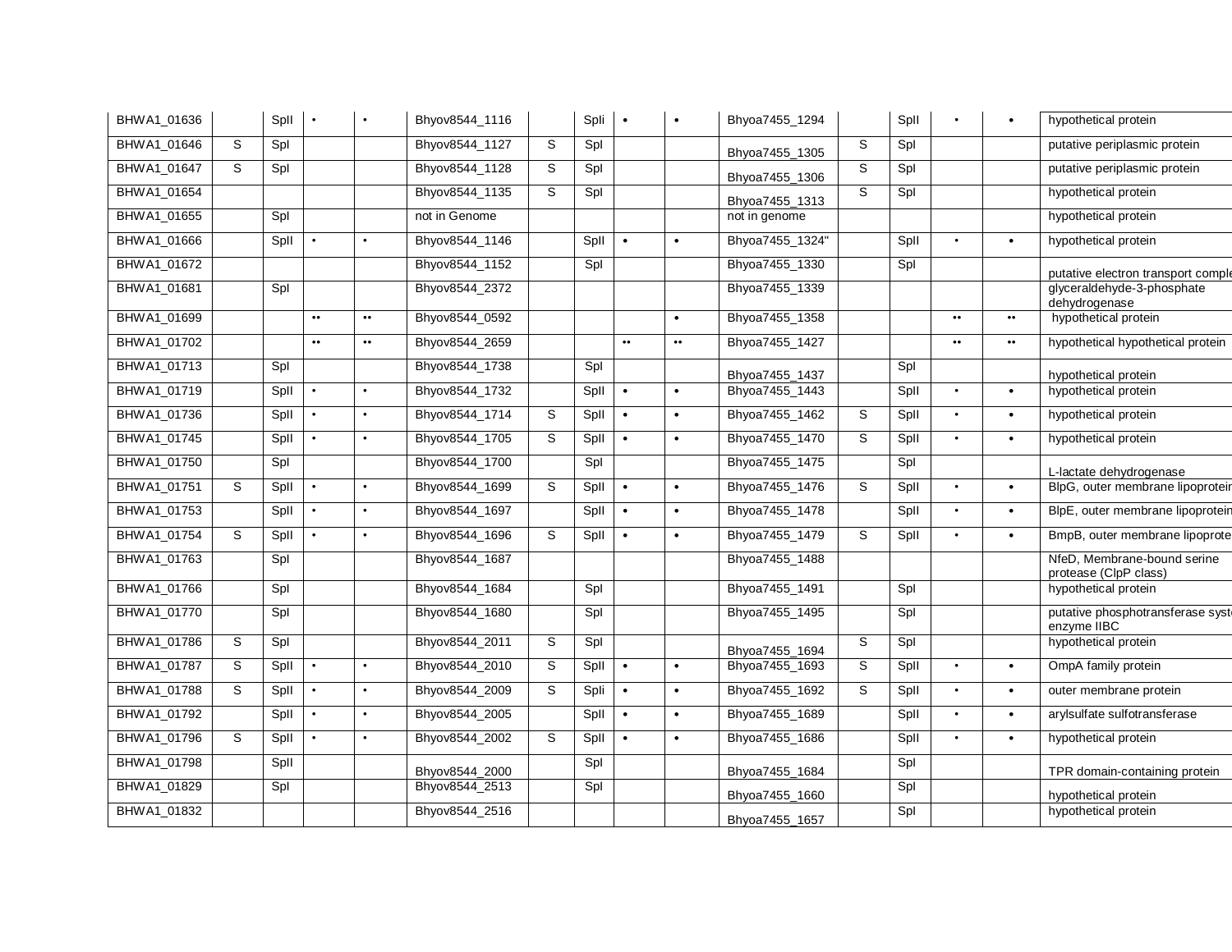| | | | | | | | | | | | | | | |
|---|---|---|---|---|---|---|---|---|---|---|---|---|---|---|
| BHWA1_01636 | | SpII | • | • | Bhyov8544_1116 | | SpIi | • | • | Bhyoa7455_1294 | | SpII | • | • | hypothetical protein |
| BHWA1_01646 | S | SpI | | | Bhyov8544_1127 | S | SpI | | | Bhyoa7455_1305 | S | SpI | | | putative periplasmic protein |
| BHWA1_01647 | S | SpI | | | Bhyov8544_1128 | S | SpI | | | Bhyoa7455_1306 | S | SpI | | | putative periplasmic protein |
| BHWA1_01654 | | | | | Bhyov8544_1135 | S | SpI | | | Bhyoa7455_1313 | S | SpI | | | hypothetical protein |
| BHWA1_01655 | | SpI | | | not in Genome | | | | | not in genome | | | | | hypothetical protein |
| BHWA1_01666 | | SpII | • | • | Bhyov8544_1146 | | SpII | • | • | Bhyoa7455_1324" | | SpII | • | • | hypothetical protein |
| BHWA1_01672 | | | | | Bhyov8544_1152 | | SpI | | | Bhyoa7455_1330 | | SpI | | | putative electron transport comple |
| BHWA1_01681 | | SpI | | | Bhyov8544_2372 | | | | | Bhyoa7455_1339 | | | | | glyceraldehyde-3-phosphate dehydrogenase |
| BHWA1_01699 | | | •• | •• | Bhyov8544_0592 | | | | • | Bhyoa7455_1358 | | | •• | •• | hypothetical protein |
| BHWA1_01702 | | | •• | •• | Bhyov8544_2659 | | | •• | •• | Bhyoa7455_1427 | | | •• | •• | hypothetical hypothetical protein |
| BHWA1_01713 | | SpI | | | Bhyov8544_1738 | | SpI | | | Bhyoa7455_1437 | | SpI | | | hypothetical protein |
| BHWA1_01719 | | SpII | • | • | Bhyov8544_1732 | | SpII | • | • | Bhyoa7455_1443 | | SpII | • | • | hypothetical protein |
| BHWA1_01736 | | SpII | • | • | Bhyov8544_1714 | S | SpII | • | • | Bhyoa7455_1462 | S | SpII | • | • | hypothetical protein |
| BHWA1_01745 | | SpII | • | • | Bhyov8544_1705 | S | SpII | • | • | Bhyoa7455_1470 | S | SpII | • | • | hypothetical protein |
| BHWA1_01750 | | SpI | | | Bhyov8544_1700 | | SpI | | | Bhyoa7455_1475 | | SpI | | | L-lactate dehydrogenase |
| BHWA1_01751 | S | SpII | • | • | Bhyov8544_1699 | S | SpII | • | • | Bhyoa7455_1476 | S | SpII | • | • | BlpG, outer membrane lipoprotein |
| BHWA1_01753 | | SpII | • | • | Bhyov8544_1697 | | SpII | • | • | Bhyoa7455_1478 | | SpII | • | • | BlpE, outer membrane lipoprotein |
| BHWA1_01754 | S | SpII | • | • | Bhyov8544_1696 | S | SpII | • | • | Bhyoa7455_1479 | S | SpII | • | • | BmpB, outer membrane lipoprote |
| BHWA1_01763 | | SpI | | | Bhyov8544_1687 | | | | | Bhyoa7455_1488 | | | | | NfeD, Membrane-bound serine protease (ClpP class) |
| BHWA1_01766 | | SpI | | | Bhyov8544_1684 | | SpI | | | Bhyoa7455_1491 | | SpI | | | hypothetical protein |
| BHWA1_01770 | | SpI | | | Bhyov8544_1680 | | SpI | | | Bhyoa7455_1495 | | SpI | | | putative phosphotransferase syst enzyme IIBC |
| BHWA1_01786 | S | SpI | | | Bhyov8544_2011 | S | SpI | | | Bhyoa7455_1694 | S | SpI | | | hypothetical protein |
| BHWA1_01787 | S | SpII | • | • | Bhyov8544_2010 | S | SpII | • | • | Bhyoa7455_1693 | S | SpII | • | • | OmpA family protein |
| BHWA1_01788 | S | SpII | • | • | Bhyov8544_2009 | S | SpIi | • | • | Bhyoa7455_1692 | S | SpII | • | • | outer membrane protein |
| BHWA1_01792 | | SpII | • | • | Bhyov8544_2005 | | SpII | • | • | Bhyoa7455_1689 | | SpII | • | • | arylsulfate sulfotransferase |
| BHWA1_01796 | S | SpII | • | • | Bhyov8544_2002 | S | SpII | • | • | Bhyoa7455_1686 | | SpII | • | • | hypothetical protein |
| BHWA1_01798 | | SpII | | | Bhyov8544_2000 | | SpI | | | Bhyoa7455_1684 | | SpI | | | TPR domain-containing protein |
| BHWA1_01829 | | SpI | | | Bhyov8544_2513 | | SpI | | | Bhyoa7455_1660 | | SpI | | | hypothetical protein |
| BHWA1_01832 | | | | | Bhyov8544_2516 | | | | | Bhyoa7455_1657 | | SpI | | | hypothetical protein |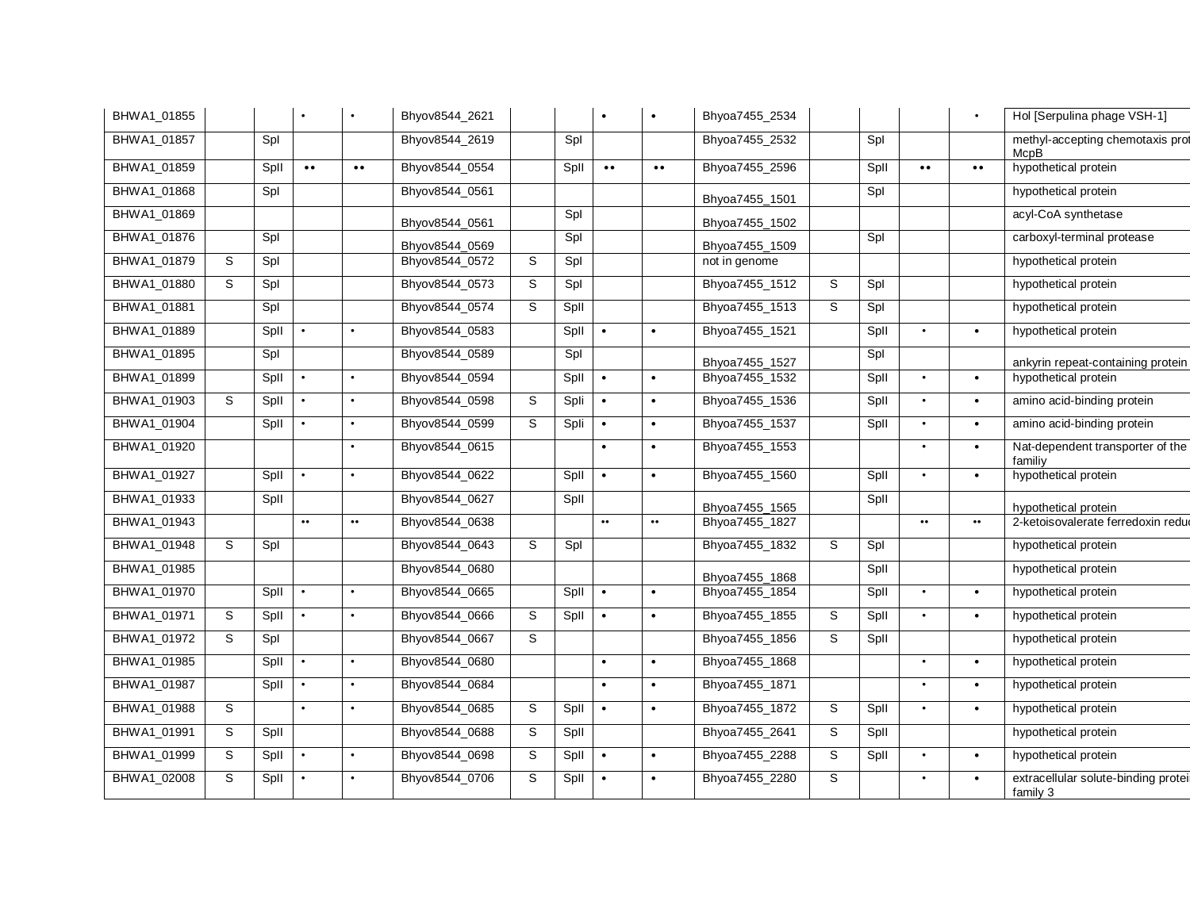| | | | | | | | | | | | | | | | |
|---|---|---|---|---|---|---|---|---|---|---|---|---|---|---|---|
| BHWA1_01855 | | | • | • | Bhyov8544_2621 | | | • | • | Bhyoa7455_2534 | | | | • | Hol [Serpulina phage VSH-1] |
| BHWA1_01857 | | SpI | | | Bhyov8544_2619 | | SpI | | | Bhyoa7455_2532 | | SpI | | | methyl-accepting chemotaxis prot McpB |
| BHWA1_01859 | | SpII | •• | •• | Bhyov8544_0554 | | SpII | •• | •• | Bhyoa7455_2596 | | SpII | •• | •• | hypothetical protein |
| BHWA1_01868 | | SpI | | | Bhyov8544_0561 | | | | | Bhyoa7455_1501 | | SpI | | | hypothetical protein |
| BHWA1_01869 | | | | | Bhyov8544_0561 | | SpI | | | Bhyoa7455_1502 | | | | | acyl-CoA synthetase |
| BHWA1_01876 | | SpI | | | Bhyov8544_0569 | | SpI | | | Bhyoa7455_1509 | | SpI | | | carboxyl-terminal protease |
| BHWA1_01879 | S | SpI | | | Bhyov8544_0572 | S | SpI | | | not in genome | | | | | hypothetical protein |
| BHWA1_01880 | S | SpI | | | Bhyov8544_0573 | S | SpI | | | Bhyoa7455_1512 | S | SpI | | | hypothetical protein |
| BHWA1_01881 | | SpI | | | Bhyov8544_0574 | S | SpII | | | Bhyoa7455_1513 | S | SpI | | | hypothetical protein |
| BHWA1_01889 | | SpII | • | • | Bhyov8544_0583 | | SpII | • | • | Bhyoa7455_1521 | | SpII | • | • | hypothetical protein |
| BHWA1_01895 | | SpI | | | Bhyov8544_0589 | | SpI | | | Bhyoa7455_1527 | | SpI | | | ankyrin repeat-containing protein |
| BHWA1_01899 | | SpII | • | • | Bhyov8544_0594 | | SpII | • | • | Bhyoa7455_1532 | | SpII | • | • | hypothetical protein |
| BHWA1_01903 | S | SpII | • | • | Bhyov8544_0598 | S | Spli | • | • | Bhyoa7455_1536 | | SpII | • | • | amino acid-binding protein |
| BHWA1_01904 | | SpII | • | • | Bhyov8544_0599 | S | Spli | • | • | Bhyoa7455_1537 | | SpII | • | • | amino acid-binding protein |
| BHWA1_01920 | | | | • | Bhyov8544_0615 | | | • | • | Bhyoa7455_1553 | | | • | • | Nat-dependent transporter of the familiy |
| BHWA1_01927 | | SpII | • | • | Bhyov8544_0622 | | SpII | • | • | Bhyoa7455_1560 | | SpII | • | • | hypothetical protein |
| BHWA1_01933 | | SpII | | | Bhyov8544_0627 | | SpII | | | Bhyoa7455_1565 | | SpII | | | hypothetical protein |
| BHWA1_01943 | | | •• | •• | Bhyov8544_0638 | | | •• | •• | Bhyoa7455_1827 | | | •• | •• | 2-ketoisovalerate ferredoxin reduc |
| BHWA1_01948 | S | SpI | | | Bhyov8544_0643 | S | SpI | | | Bhyoa7455_1832 | S | SpI | | | hypothetical protein |
| BHWA1_01985 | | | | | Bhyov8544_0680 | | | | | Bhyoa7455_1868 | | SpII | | | hypothetical protein |
| BHWA1_01970 | | SpII | • | • | Bhyov8544_0665 | | SpII | • | • | Bhyoa7455_1854 | | SpII | • | • | hypothetical protein |
| BHWA1_01971 | S | SpII | • | • | Bhyov8544_0666 | S | SpII | • | • | Bhyoa7455_1855 | S | SpII | • | • | hypothetical protein |
| BHWA1_01972 | S | SpI | | | Bhyov8544_0667 | S | | | | Bhyoa7455_1856 | S | SpII | | | hypothetical protein |
| BHWA1_01985 | | SpII | • | • | Bhyov8544_0680 | | | • | • | Bhyoa7455_1868 | | | • | • | hypothetical protein |
| BHWA1_01987 | | SpII | • | • | Bhyov8544_0684 | | | • | • | Bhyoa7455_1871 | | | • | • | hypothetical protein |
| BHWA1_01988 | S | | • | • | Bhyov8544_0685 | S | SpII | • | • | Bhyoa7455_1872 | S | SpII | • | • | hypothetical protein |
| BHWA1_01991 | S | SpII | | | Bhyov8544_0688 | S | SpII | | | Bhyoa7455_2641 | S | SpII | | | hypothetical protein |
| BHWA1_01999 | S | SpII | • | • | Bhyov8544_0698 | S | SpII | • | • | Bhyoa7455_2288 | S | SpII | • | • | hypothetical protein |
| BHWA1_02008 | S | SpII | • | • | Bhyov8544_0706 | S | SpII | • | • | Bhyoa7455_2280 | S | | • | • | extracellular solute-binding protei family 3 |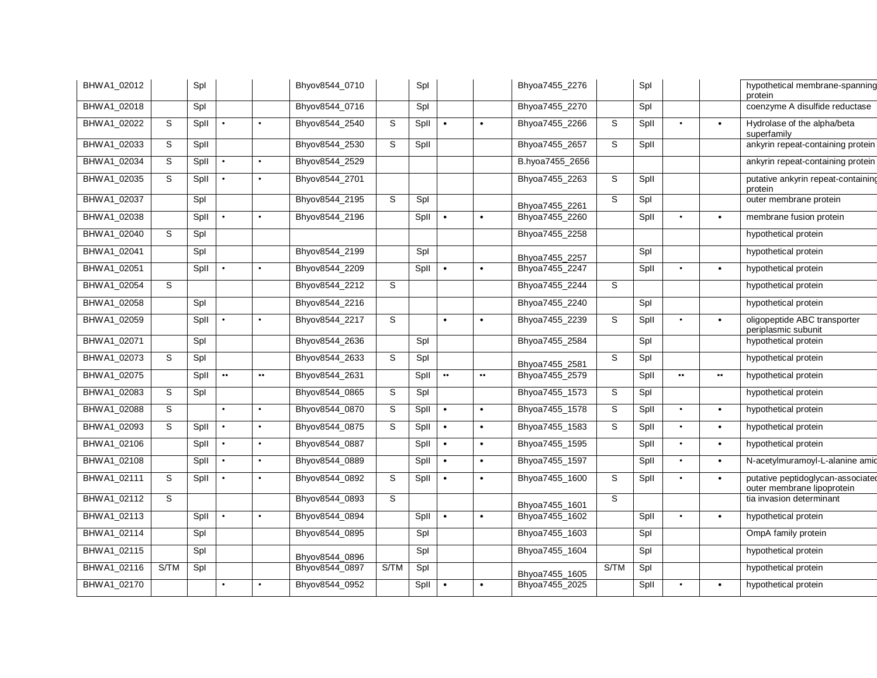| | | | | | | | | | | | | | | |
|---|---|---|---|---|---|---|---|---|---|---|---|---|---|---|
| BHWA1_02012 | | SpI | | | Bhyov8544_0710 | | SpI | | | Bhyoa7455_2276 | | SpI | | | hypothetical membrane-spanning protein |
| BHWA1_02018 | | SpI | | | Bhyov8544_0716 | | SpI | | | Bhyoa7455_2270 | | SpI | | | coenzyme A disulfide reductase |
| BHWA1_02022 | S | SpII | • | • | Bhyov8544_2540 | S | SpII | • | • | Bhyoa7455_2266 | S | SpII | • | • | Hydrolase of the alpha/beta superfamily |
| BHWA1_02033 | S | SpII | | | Bhyov8544_2530 | S | SpII | | | Bhyoa7455_2657 | S | SpII | | | ankyrin repeat-containing protein |
| BHWA1_02034 | S | SpII | • | • | Bhyov8544_2529 | | | | | B.hyoa7455_2656 | | | | | ankyrin repeat-containing protein |
| BHWA1_02035 | S | SpII | • | • | Bhyov8544_2701 | | | | | Bhyoa7455_2263 | S | SpII | | | putative ankyrin repeat-containing protein |
| BHWA1_02037 | | SpI | | | Bhyov8544_2195 | S | SpI | | | Bhyoa7455_2261 | S | SpI | | | outer membrane protein |
| BHWA1_02038 | | SpII | • | • | Bhyov8544_2196 | | SpII | • | • | Bhyoa7455_2260 | | SpII | • | • | membrane fusion protein |
| BHWA1_02040 | S | SpI | | | | | | | | Bhyoa7455_2258 | | | | | hypothetical protein |
| BHWA1_02041 | | SpI | | | Bhyov8544_2199 | | SpI | | | Bhyoa7455_2257 | | SpI | | | hypothetical protein |
| BHWA1_02051 | | SpII | • | • | Bhyov8544_2209 | | SpII | • | • | Bhyoa7455_2247 | | SpII | • | • | hypothetical protein |
| BHWA1_02054 | S | | | | Bhyov8544_2212 | S | | | | Bhyoa7455_2244 | S | | | | hypothetical protein |
| BHWA1_02058 | | SpI | | | Bhyov8544_2216 | | | | | Bhyoa7455_2240 | | SpI | | | hypothetical protein |
| BHWA1_02059 | | SpII | • | • | Bhyov8544_2217 | S | | • | • | Bhyoa7455_2239 | S | SpII | • | • | oligopeptide ABC transporter periplasmic subunit |
| BHWA1_02071 | | SpI | | | Bhyov8544_2636 | | SpI | | | Bhyoa7455_2584 | | SpI | | | hypothetical protein |
| BHWA1_02073 | S | SpI | | | Bhyov8544_2633 | S | SpI | | | Bhyoa7455_2581 | S | SpI | | | hypothetical protein |
| BHWA1_02075 | | SpII | •• | •• | Bhyov8544_2631 | | SpII | •• | •• | Bhyoa7455_2579 | | SpII | •• | •• | hypothetical protein |
| BHWA1_02083 | S | SpI | | | Bhyov8544_0865 | S | SpI | | | Bhyoa7455_1573 | S | SpI | | | hypothetical protein |
| BHWA1_02088 | S | | • | • | Bhyov8544_0870 | S | SpII | • | • | Bhyoa7455_1578 | S | SpII | • | • | hypothetical protein |
| BHWA1_02093 | S | SpII | • | • | Bhyov8544_0875 | S | SpII | • | • | Bhyoa7455_1583 | S | SpII | • | • | hypothetical protein |
| BHWA1_02106 | | SpII | • | • | Bhyov8544_0887 | | SpII | • | • | Bhyoa7455_1595 | | SpII | • | • | hypothetical protein |
| BHWA1_02108 | | SpII | • | • | Bhyov8544_0889 | | SpII | • | • | Bhyoa7455_1597 | | SpII | • | • | N-acetylmuramoyl-L-alanine amid |
| BHWA1_02111 | S | SpII | • | • | Bhyov8544_0892 | S | SpII | • | • | Bhyoa7455_1600 | S | SpII | • | • | putative peptidoglycan-associated outer membrane lipoprotein |
| BHWA1_02112 | S | | | | Bhyov8544_0893 | S | | | | Bhyoa7455_1601 | S | | | | tia invasion determinant |
| BHWA1_02113 | | SpII | • | • | Bhyov8544_0894 | | SpII | • | • | Bhyoa7455_1602 | | SpII | • | • | hypothetical protein |
| BHWA1_02114 | | SpI | | | Bhyov8544_0895 | | SpI | | | Bhyoa7455_1603 | | SpI | | | OmpA family protein |
| BHWA1_02115 | | SpI | | | Bhyov8544_0896 | | SpI | | | Bhyoa7455_1604 | | SpI | | | hypothetical protein |
| BHWA1_02116 | S/TM | SpI | | | Bhyov8544_0897 | S/TM | SpI | | | Bhyoa7455_1605 | S/TM | SpI | | | hypothetical protein |
| BHWA1_02170 | | | • | • | Bhyov8544_0952 | | SpII | • | • | Bhyoa7455_2025 | | SpII | • | • | hypothetical protein |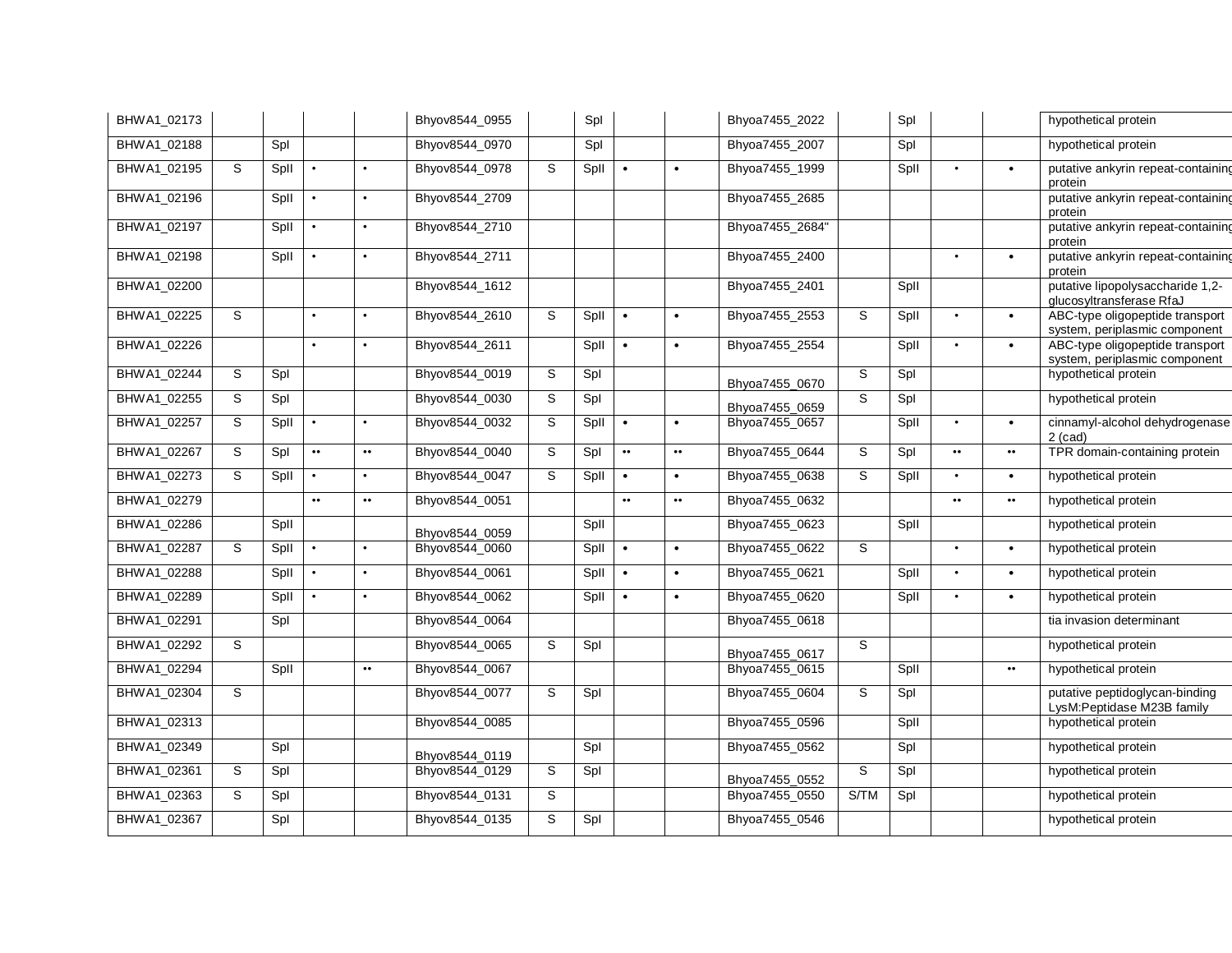| | | | | | | | | | | | | | | | |
|---|---|---|---|---|---|---|---|---|---|---|---|---|---|---|---|
| BHWA1_02173 | | | | | Bhyov8544_0955 | | SpI | | | Bhyoa7455_2022 | | SpI | | | hypothetical protein |
| BHWA1_02188 | | SpI | | | Bhyov8544_0970 | | SpI | | | Bhyoa7455_2007 | | SpI | | | hypothetical protein |
| BHWA1_02195 | S | SpII | • | • | Bhyov8544_0978 | S | SpII | • | • | Bhyoa7455_1999 | | SpII | • | • | putative ankyrin repeat-containing protein |
| BHWA1_02196 | | SpII | • | • | Bhyov8544_2709 | | | | | Bhyoa7455_2685 | | | | | putative ankyrin repeat-containing protein |
| BHWA1_02197 | | SpII | • | • | Bhyov8544_2710 | | | | | Bhyoa7455_2684" | | | | | putative ankyrin repeat-containing protein |
| BHWA1_02198 | | SpII | • | • | Bhyov8544_2711 | | | | | Bhyoa7455_2400 | | | • | • | putative ankyrin repeat-containing protein |
| BHWA1_02200 | | | | | Bhyov8544_1612 | | | | | Bhyoa7455_2401 | | SpII | | | putative lipopolysaccharide 1,2-glucosyltransferase RfaJ |
| BHWA1_02225 | S | | • | • | Bhyov8544_2610 | S | SpII | • | • | Bhyoa7455_2553 | S | SpII | • | • | ABC-type oligopeptide transport system, periplasmic component |
| BHWA1_02226 | | | • | • | Bhyov8544_2611 | | SpII | • | • | Bhyoa7455_2554 | | SpII | • | • | ABC-type oligopeptide transport system, periplasmic component |
| BHWA1_02244 | S | SpI | | | Bhyov8544_0019 | S | SpI | | | Bhyoa7455_0670 | S | SpI | | | hypothetical protein |
| BHWA1_02255 | S | SpI | | | Bhyov8544_0030 | S | SpI | | | Bhyoa7455_0659 | S | SpI | | | hypothetical protein |
| BHWA1_02257 | S | SpII | • | • | Bhyov8544_0032 | S | SpII | • | • | Bhyoa7455_0657 | | SpII | • | • | cinnamyl-alcohol dehydrogenase 2 (cad) |
| BHWA1_02267 | S | SpI | •• | •• | Bhyov8544_0040 | S | SpI | •• | •• | Bhyoa7455_0644 | S | SpI | •• | •• | TPR domain-containing protein |
| BHWA1_02273 | S | SpII | • | • | Bhyov8544_0047 | S | SpII | • | • | Bhyoa7455_0638 | S | SpII | • | • | hypothetical protein |
| BHWA1_02279 | | | •• | •• | Bhyov8544_0051 | | | •• | •• | Bhyoa7455_0632 | | | •• | •• | hypothetical protein |
| BHWA1_02286 | | SpII | | | Bhyov8544_0059 | | SpII | | | Bhyoa7455_0623 | | SpII | | | hypothetical protein |
| BHWA1_02287 | S | SpII | • | • | Bhyov8544_0060 | | SpII | • | • | Bhyoa7455_0622 | S | | • | • | hypothetical protein |
| BHWA1_02288 | | SpII | • | • | Bhyov8544_0061 | | SpII | • | • | Bhyoa7455_0621 | | SpII | • | • | hypothetical protein |
| BHWA1_02289 | | SpII | • | • | Bhyov8544_0062 | | SpII | • | • | Bhyoa7455_0620 | | SpII | • | • | hypothetical protein |
| BHWA1_02291 | | SpI | | | Bhyov8544_0064 | | | | | Bhyoa7455_0618 | | | | | tia invasion determinant |
| BHWA1_02292 | S | | | | Bhyov8544_0065 | S | SpI | | | Bhyoa7455_0617 | S | | | | hypothetical protein |
| BHWA1_02294 | | SpII | | •• | Bhyov8544_0067 | | | | | Bhyoa7455_0615 | | SpII | | •• | hypothetical protein |
| BHWA1_02304 | S | | | | Bhyov8544_0077 | S | SpI | | | Bhyoa7455_0604 | S | SpI | | | putative peptidoglycan-binding LysM:Peptidase M23B family |
| BHWA1_02313 | | | | | Bhyov8544_0085 | | | | | Bhyoa7455_0596 | | SpII | | | hypothetical protein |
| BHWA1_02349 | | SpI | | | Bhyov8544_0119 | | SpI | | | Bhyoa7455_0562 | | SpI | | | hypothetical protein |
| BHWA1_02361 | S | SpI | | | Bhyov8544_0129 | S | SpI | | | Bhyoa7455_0552 | S | SpI | | | hypothetical protein |
| BHWA1_02363 | S | SpI | | | Bhyov8544_0131 | S | | | | Bhyoa7455_0550 | S/TM | SpI | | | hypothetical protein |
| BHWA1_02367 | | SpI | | | Bhyov8544_0135 | S | SpI | | | Bhyoa7455_0546 | | | | | hypothetical protein |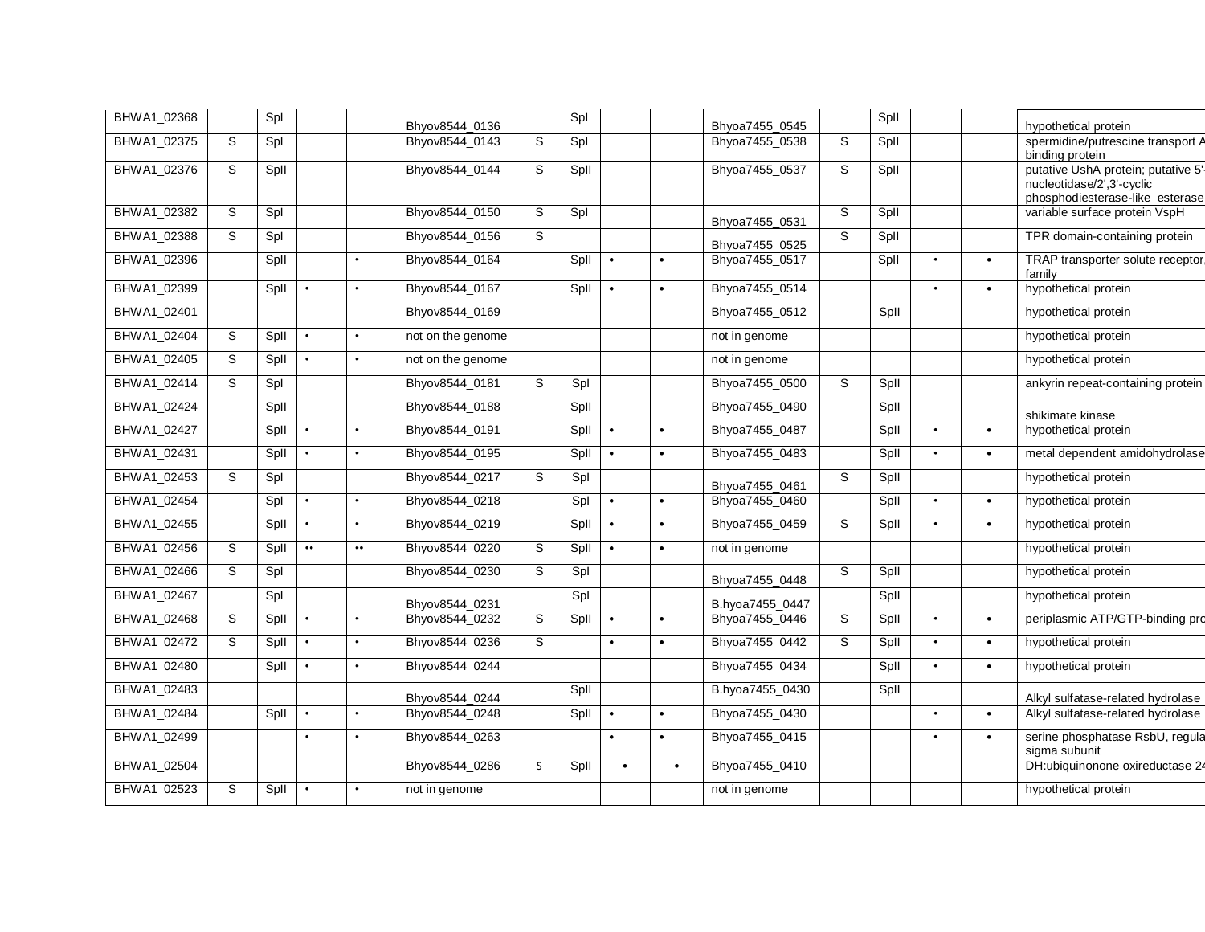| | | | | | | | | | | | | | | | |
|---|---|---|---|---|---|---|---|---|---|---|---|---|---|---|---|
| BHWA1_02368 | | SpI | | | Bhyov8544_0136 | | SpI | | | Bhyoa7455_0545 | | SpII | | | hypothetical protein |
| BHWA1_02375 | S | SpI | | | Bhyov8544_0143 | S | SpI | | | Bhyoa7455_0538 | S | SpII | | | spermidine/putrescine transport A binding protein |
| BHWA1_02376 | S | SpII | | | Bhyov8544_0144 | S | SpII | | | Bhyoa7455_0537 | S | SpII | | | putative UshA protein; putative 5'-nucleotidase/2',3'-cyclic phosphodiesterase-like esterase |
| BHWA1_02382 | S | SpI | | | Bhyov8544_0150 | S | SpI | | | Bhyoa7455_0531 | S | SpII | | | variable surface protein VspH |
| BHWA1_02388 | S | SpI | | | Bhyov8544_0156 | S | | | | Bhyoa7455_0525 | S | SpII | | | TPR domain-containing protein |
| BHWA1_02396 | | SpII | | • | Bhyov8544_0164 | | SpII | • | • | Bhyoa7455_0517 | | SpII | • | • | TRAP transporter solute receptor family |
| BHWA1_02399 | | SpII | • | • | Bhyov8544_0167 | | SpII | • | • | Bhyoa7455_0514 | | | • | • | hypothetical protein |
| BHWA1_02401 | | | | | Bhyov8544_0169 | | | | | Bhyoa7455_0512 | | SpII | | | hypothetical protein |
| BHWA1_02404 | S | SpII | • | • | not on the genome | | | | | not in genome | | | | | hypothetical protein |
| BHWA1_02405 | S | SpII | • | • | not on the genome | | | | | not in genome | | | | | hypothetical protein |
| BHWA1_02414 | S | SpI | | | Bhyov8544_0181 | S | SpI | | | Bhyoa7455_0500 | S | SpII | | | ankyrin repeat-containing protein |
| BHWA1_02424 | | SpII | | | Bhyov8544_0188 | | SpII | | | Bhyoa7455_0490 | | SpII | | | shikimate kinase |
| BHWA1_02427 | | SpII | • | • | Bhyov8544_0191 | | SpII | • | • | Bhyoa7455_0487 | | SpII | • | • | hypothetical protein |
| BHWA1_02431 | | SpII | • | • | Bhyov8544_0195 | | SpII | • | • | Bhyoa7455_0483 | | SpII | • | • | metal dependent amidohydrolase |
| BHWA1_02453 | S | SpI | | | Bhyov8544_0217 | S | SpI | | | Bhyoa7455_0461 | S | SpII | | | hypothetical protein |
| BHWA1_02454 | | SpI | • | • | Bhyov8544_0218 | | SpI | • | • | Bhyoa7455_0460 | | SpII | • | • | hypothetical protein |
| BHWA1_02455 | | SpII | • | • | Bhyov8544_0219 | | SpII | • | • | Bhyoa7455_0459 | S | SpII | • | • | hypothetical protein |
| BHWA1_02456 | S | SpII | •• | •• | Bhyov8544_0220 | S | SpII | • | • | not in genome | | | | | hypothetical protein |
| BHWA1_02466 | S | SpI | | | Bhyov8544_0230 | S | SpI | | | Bhyoa7455_0448 | S | SpII | | | hypothetical protein |
| BHWA1_02467 | | SpI | | | Bhyov8544_0231 | | SpI | | | B.hyoa7455_0447 | | SpII | | | hypothetical protein |
| BHWA1_02468 | S | SpII | • | • | Bhyov8544_0232 | S | SpII | • | • | Bhyoa7455_0446 | S | SpII | • | • | periplasmic ATP/GTP-binding pro |
| BHWA1_02472 | S | SpII | • | • | Bhyov8544_0236 | S | | • | • | Bhyoa7455_0442 | S | SpII | • | • | hypothetical protein |
| BHWA1_02480 | | SpII | • | • | Bhyov8544_0244 | | | | | Bhyoa7455_0434 | | SpII | • | • | hypothetical protein |
| BHWA1_02483 | | | | | Bhyov8544_0244 | | SpII | | | B.hyoa7455_0430 | | SpII | | | Alkyl sulfatase-related hydrolase |
| BHWA1_02484 | | SpII | • | • | Bhyov8544_0248 | | SpII | • | • | Bhyoa7455_0430 | | | • | • | Alkyl sulfatase-related hydrolase |
| BHWA1_02499 | | | • | • | Bhyov8544_0263 | | | • | • | Bhyoa7455_0415 | | | • | • | serine phosphatase RsbU, regula sigma subunit |
| BHWA1_02504 | | | | | Bhyov8544_0286 | s | SpII | • | • | Bhyoa7455_0410 | | | | | DH:ubiquinonone oxireductase 24 |
| BHWA1_02523 | S | SpII | • | • | not in genome | | | | | not in genome | | | | | hypothetical protein |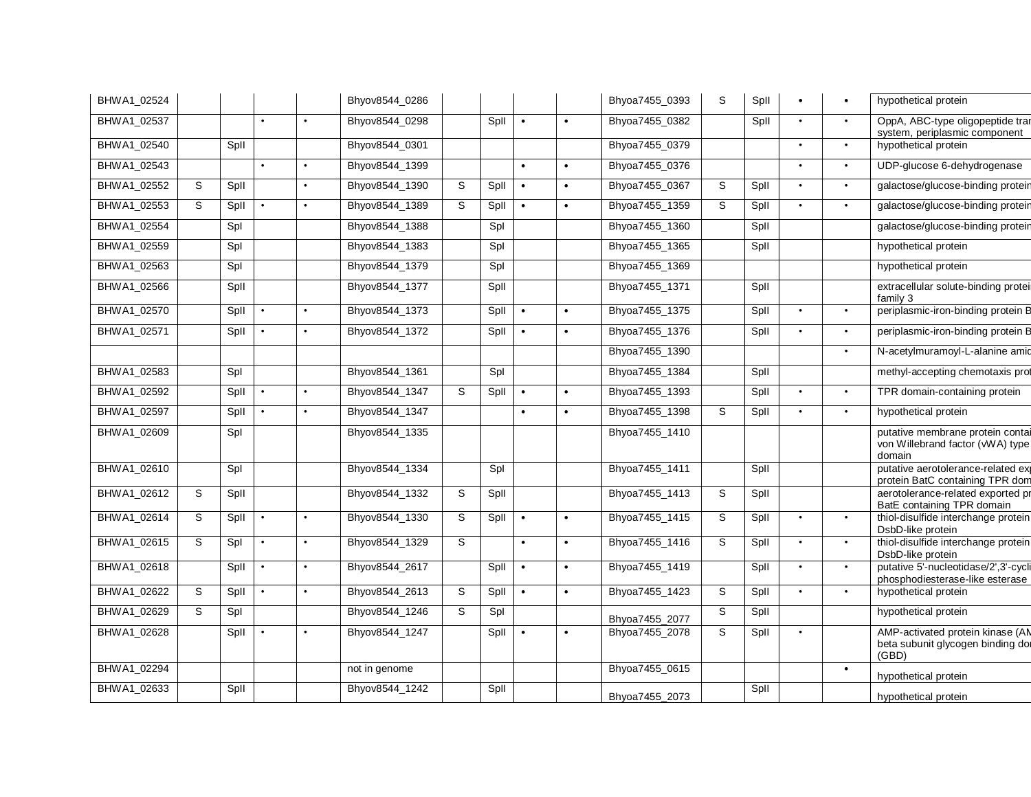| | | | | | | | | | | | | | | |
|---|---|---|---|---|---|---|---|---|---|---|---|---|---|---|
| BHWA1_02524 | | | | | Bhyov8544_0286 | | | | | Bhyoa7455_0393 | S | SpII | • | • | hypothetical protein |
| BHWA1_02537 | | | • | • | Bhyov8544_0298 | | SpII | • | • | Bhyoa7455_0382 | | SpII | • | • | OppA, ABC-type oligopeptide tra system, periplasmic component |
| BHWA1_02540 | | SpII | | | Bhyov8544_0301 | | | | | Bhyoa7455_0379 | | | • | • | hypothetical protein |
| BHWA1_02543 | | | • | • | Bhyov8544_1399 | | | • | • | Bhyoa7455_0376 | | | • | • | UDP-glucose 6-dehydrogenase |
| BHWA1_02552 | S | SpII | | • | Bhyov8544_1390 | S | SpII | • | • | Bhyoa7455_0367 | S | SpII | • | • | galactose/glucose-binding protei |
| BHWA1_02553 | S | SpII | • | • | Bhyov8544_1389 | S | SpII | • | • | Bhyoa7455_1359 | S | SpII | • | • | galactose/glucose-binding protei |
| BHWA1_02554 | | SpI | | | Bhyov8544_1388 | | SpI | | | Bhyoa7455_1360 | | SpII | | | galactose/glucose-binding protei |
| BHWA1_02559 | | SpI | | | Bhyov8544_1383 | | SpI | | | Bhyoa7455_1365 | | SpII | | | hypothetical protein |
| BHWA1_02563 | | SpI | | | Bhyov8544_1379 | | SpI | | | Bhyoa7455_1369 | | | | | hypothetical protein |
| BHWA1_02566 | | SpII | | | Bhyov8544_1377 | | SpII | | | Bhyoa7455_1371 | | SpII | | | extracellular solute-binding prote family 3 |
| BHWA1_02570 | | SpII | • | • | Bhyov8544_1373 | | SpII | • | • | Bhyoa7455_1375 | | SpII | • | • | periplasmic-iron-binding protein B |
| BHWA1_02571 | | SpII | • | • | Bhyov8544_1372 | | SpII | • | • | Bhyoa7455_1376 | | SpII | • | • | periplasmic-iron-binding protein B |
| | | | | | | | | | | Bhyoa7455_1390 | | | | • | N-acetylmuramoyl-L-alanine ami |
| BHWA1_02583 | | SpI | | | Bhyov8544_1361 | | SpI | | | Bhyoa7455_1384 | | SpII | | | methyl-accepting chemotaxis pro |
| BHWA1_02592 | | SpII | • | • | Bhyov8544_1347 | S | SpII | • | • | Bhyoa7455_1393 | | SpII | • | • | TPR domain-containing protein |
| BHWA1_02597 | | SpII | • | • | Bhyov8544_1347 | | | • | • | Bhyoa7455_1398 | S | SpII | • | • | hypothetical protein |
| BHWA1_02609 | | SpI | | | Bhyov8544_1335 | | | | | Bhyoa7455_1410 | | | | | putative membrane protein conta von Willebrand factor (vWA) type domain |
| BHWA1_02610 | | SpI | | | Bhyov8544_1334 | | SpI | | | Bhyoa7455_1411 | | SpII | | | putative aerotolerance-related ex protein BatC containing TPR dom |
| BHWA1_02612 | S | SpII | | | Bhyov8544_1332 | S | SpII | | | Bhyoa7455_1413 | S | SpII | | | aerotolerance-related exported p BatE containing TPR domain |
| BHWA1_02614 | S | SpII | • | • | Bhyov8544_1330 | S | SpII | • | • | Bhyoa7455_1415 | S | SpII | • | • | thiol-disulfide interchange protein DsbD-like protein |
| BHWA1_02615 | S | SpI | • | • | Bhyov8544_1329 | S | | • | • | Bhyoa7455_1416 | S | SpII | • | • | thiol-disulfide interchange protein DsbD-like protein |
| BHWA1_02618 | | SpII | • | • | Bhyov8544_2617 | | SpII | • | • | Bhyoa7455_1419 | | SpII | • | • | putative 5'-nucleotidase/2',3'-cycl phosphodiesterase-like esterase |
| BHWA1_02622 | S | SpII | • | • | Bhyov8544_2613 | S | SpII | • | • | Bhyoa7455_1423 | S | SpII | • | • | hypothetical protein |
| BHWA1_02629 | S | SpI | | | Bhyov8544_1246 | S | SpI | | | Bhyoa7455_2077 | S | SpII | | | hypothetical protein |
| BHWA1_02628 | | SpII | • | • | Bhyov8544_1247 | | SpII | • | • | Bhyoa7455_2078 | S | SpII | • | | AMP-activated protein kinase (A beta subunit glycogen binding do (GBD) |
| BHWA1_02294 | | | | | not in genome | | | | | Bhyoa7455_0615 | | | | • | hypothetical protein |
| BHWA1_02633 | | SpII | | | Bhyov8544_1242 | | SpII | | | Bhyoa7455_2073 | | SpII | | | hypothetical protein |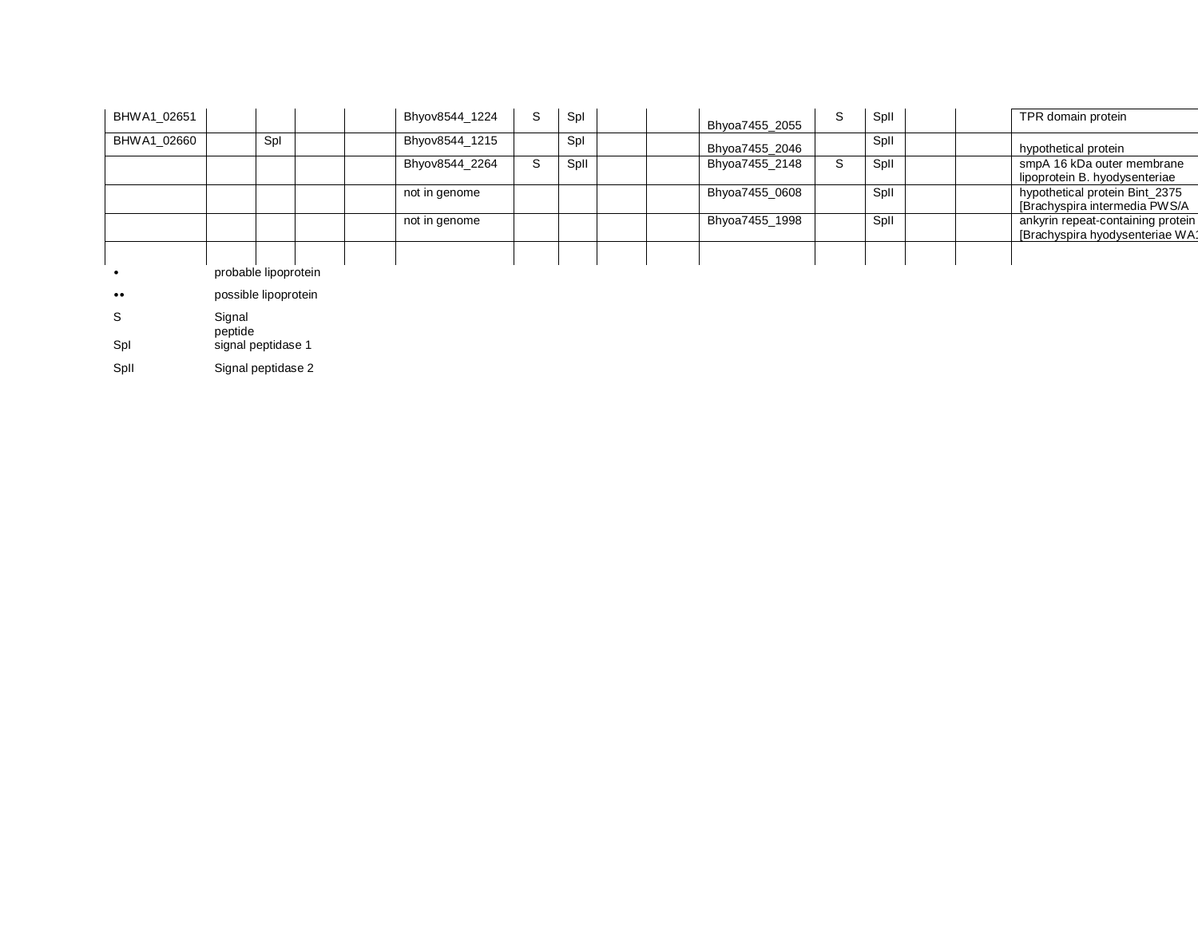| | | | | | | | | | | | | | | | |
|---|---|---|---|---|---|---|---|---|---|---|---|---|---|---|---|
| BHWA1_02651 | | | | | Bhyov8544_1224 | S | SpI | | | Bhyoa7455_2055 | S | SpII | | | TPR domain protein |
| BHWA1_02660 | | SpI | | | Bhyov8544_1215 | | SpI | | | Bhyoa7455_2046 | | SpII | | | hypothetical protein |
| | | | | | Bhyov8544_2264 | S | SpII | | | Bhyoa7455_2148 | S | SpII | | | smpA 16 kDa outer membrane lipoprotein B. hyodysenteriae |
| | | | | | not in genome | | | | | Bhyoa7455_0608 | | SpII | | | hypothetical protein Bint_2375 [Brachyspira intermedia PWS/A |
| | | | | | not in genome | | | | | Bhyoa7455_1998 | | SpII | | | ankyrin repeat-containing protein [Brachyspira hyodysenteriae WA1 |
| | | | | | | | | | | | | | | | |

| | |
|---|---|
| • | probable lipoprotein |
| •• | possible lipoprotein |
| S | Signal peptide |
| SpI | signal peptidase 1 |
| SpII | Signal peptidase 2 |